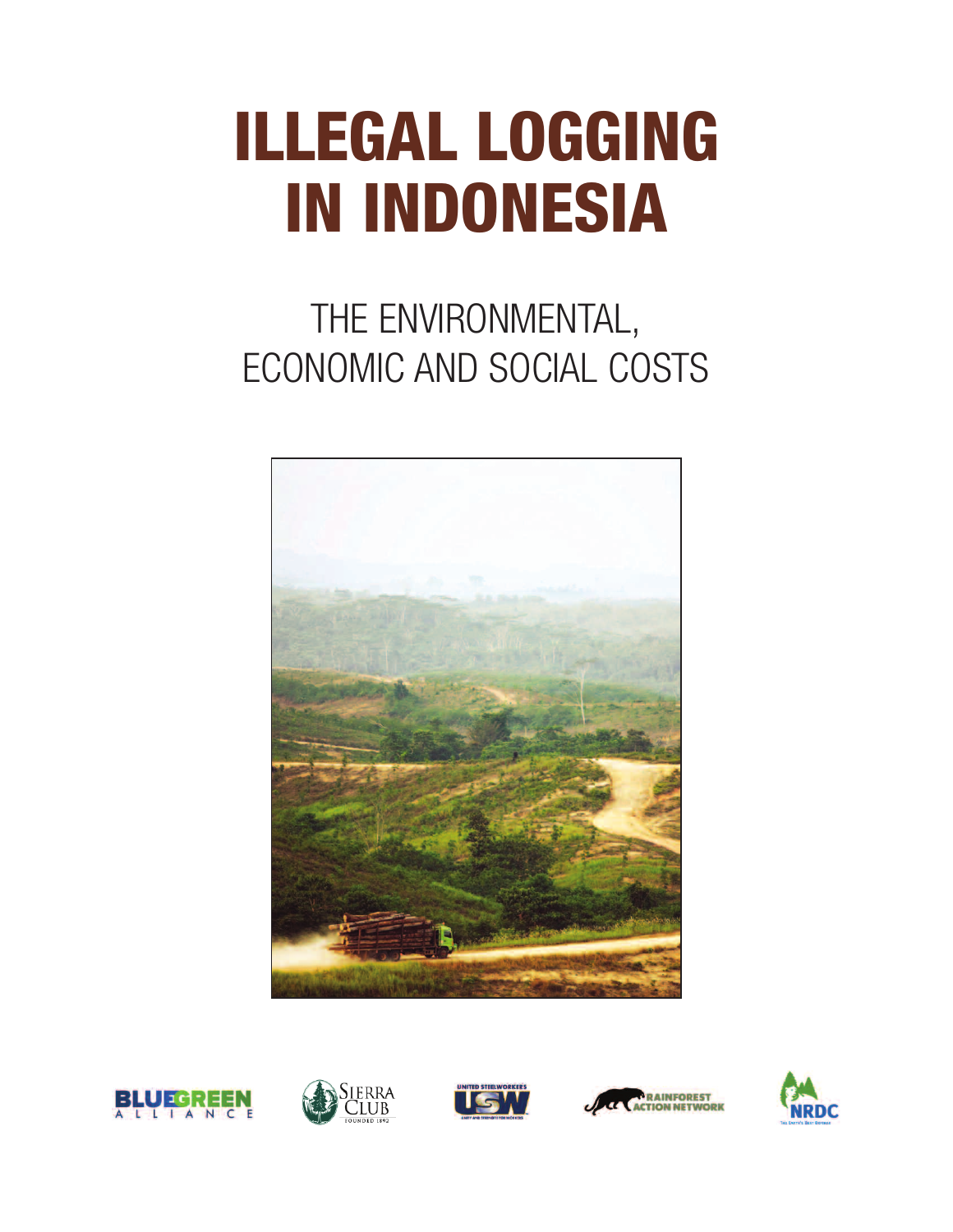# ILLEGAL LOGGING IN INDONESIA

## THE ENVIRONMENTAL, ECONOMIC AND SOCIAL COSTS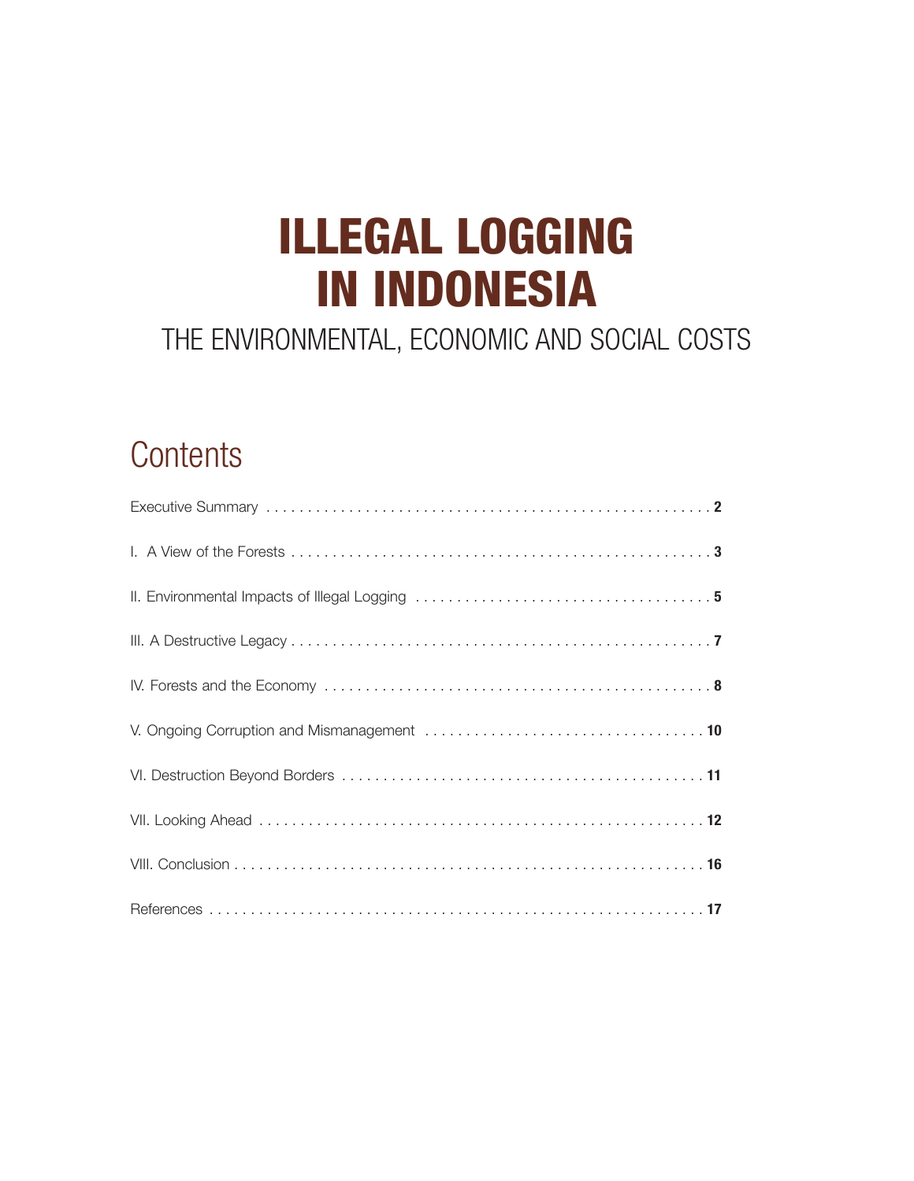# ILLEGAL LOGGING IN INDONESIA

## THE ENVIRONMENTAL, ECONOMIC AND SOCIAL COSTS

## Contents

Executive Summary . . . . . . . . . . . . . . . . . . . . . . . . . . . . . . . . . . . . . . . . . . . . . . . . . . . . . . . **2**

I. A View of the Forests . . . . . . . . . . . . . . . . . . . . . . . . . . . . . . . . . . . . . . . . . . . . . . . . . . . . **3**

II. Environmental Impacts of Illegal Logging . . . . . . . . . . . . . . . . . . . . . . . . . . . . . . . . . . . . **5**

III. A Destructive Legacy . . . . . . . . . . . . . . . . . . . . . . . . . . . . . . . . . . . . . . . . . . . . . . . . . . . **7**

IV. Forests and the Economy . . . . . . . . . . . . . . . . . . . . . . . . . . . . . . . . . . . . . . . . . . . . . . . **8**

V. Ongoing Corruption and Mismanagement . . . . . . . . . . . . . . . . . . . . . . . . . . . . . . . . . . **10**

VI. Destruction Beyond Borders . . . . . . . . . . . . . . . . . . . . . . . . . . . . . . . . . . . . . . . . . . . . **11**

VII. Looking Ahead . . . . . . . . . . . . . . . . . . . . . . . . . . . . . . . . . . . . . . . . . . . . . . . . . . . . . . **12**

VIII. Conclusion . . . . . . . . . . . . . . . . . . . . . . . . . . . . . . . . . . . . . . . . . . . . . . . . . . . . . . . . **16**

References . . . . . . . . . . . . . . . . . . . . . . . . . . . . . . . . . . . . . . . . . . . . . . . . . . . . . . . . . . . **17**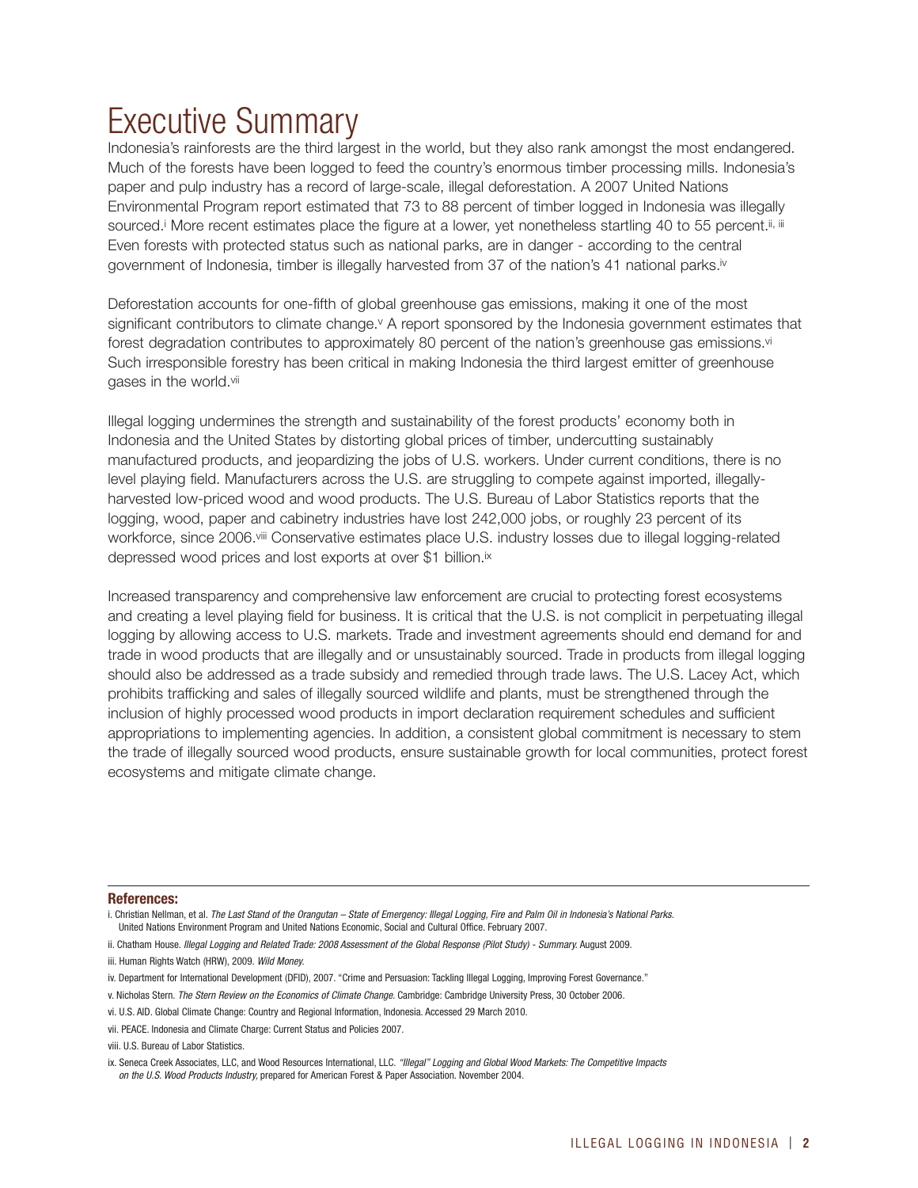# Executive Summary

Indonesia's rainforests are the third largest in the world, but they also rank amongst the most endangered. Much of the forests have been logged to feed the country's enormous timber processing mills. Indonesia's paper and pulp industry has a record of large-scale, illegal deforestation. A 2007 United Nations Environmental Program report estimated that 73 to 88 percent of timber logged in Indonesia was illegally sourced.[i] More recent estimates place the figure at a lower, yet nonetheless startling 40 to 55 percent.[ii, iii] Even forests with protected status such as national parks, are in danger - according to the central government of Indonesia, timber is illegally harvested from 37 of the nation's 41 national parks.[iv]

Deforestation accounts for one-fifth of global greenhouse gas emissions, making it one of the most significant contributors to climate change.[v] A report sponsored by the Indonesia government estimates that forest degradation contributes to approximately 80 percent of the nation's greenhouse gas emissions.[vi] Such irresponsible forestry has been critical in making Indonesia the third largest emitter of greenhouse gases in the world.[vii]

Illegal logging undermines the strength and sustainability of the forest products' economy both in Indonesia and the United States by distorting global prices of timber, undercutting sustainably manufactured products, and jeopardizing the jobs of U.S. workers. Under current conditions, there is no level playing field. Manufacturers across the U.S. are struggling to compete against imported, illegally-harvested low-priced wood and wood products. The U.S. Bureau of Labor Statistics reports that the logging, wood, paper and cabinetry industries have lost 242,000 jobs, or roughly 23 percent of its workforce, since 2006.[viii] Conservative estimates place U.S. industry losses due to illegal logging-related depressed wood prices and lost exports at over $1 billion.[ix]

Increased transparency and comprehensive law enforcement are crucial to protecting forest ecosystems and creating a level playing field for business. It is critical that the U.S. is not complicit in perpetuating illegal logging by allowing access to U.S. markets. Trade and investment agreements should end demand for and trade in wood products that are illegally and or unsustainably sourced. Trade in products from illegal logging should also be addressed as a trade subsidy and remedied through trade laws. The U.S. Lacey Act, which prohibits trafficking and sales of illegally sourced wildlife and plants, must be strengthened through the inclusion of highly processed wood products in import declaration requirement schedules and sufficient appropriations to implementing agencies. In addition, a consistent global commitment is necessary to stem the trade of illegally sourced wood products, ensure sustainable growth for local communities, protect forest ecosystems and mitigate climate change.

**References:**

i. Christian Nellman, et al. *The Last Stand of the Orangutan – State of Emergency: Illegal Logging, Fire and Palm Oil in Indonesia's National Parks.* United Nations Environment Program and United Nations Economic, Social and Cultural Office. February 2007.

ii. Chatham House. *Illegal Logging and Related Trade: 2008 Assessment of the Global Response (Pilot Study) - Summary.* August 2009.

iii. Human Rights Watch (HRW), 2009. *Wild Money.*

iv. Department for International Development (DFID), 2007. "Crime and Persuasion: Tackling Illegal Logging, Improving Forest Governance."

v. Nicholas Stern. *The Stern Review on the Economics of Climate Change.* Cambridge: Cambridge University Press, 30 October 2006.

vi. U.S. AID. Global Climate Change: Country and Regional Information, Indonesia. Accessed 29 March 2010.

vii. PEACE. Indonesia and Climate Charge: Current Status and Policies 2007.

viii. U.S. Bureau of Labor Statistics.

ix. Seneca Creek Associates, LLC, and Wood Resources International, LLC. *"Illegal" Logging and Global Wood Markets: The Competitive Impacts on the U.S. Wood Products Industry,* prepared for American Forest & Paper Association. November 2004.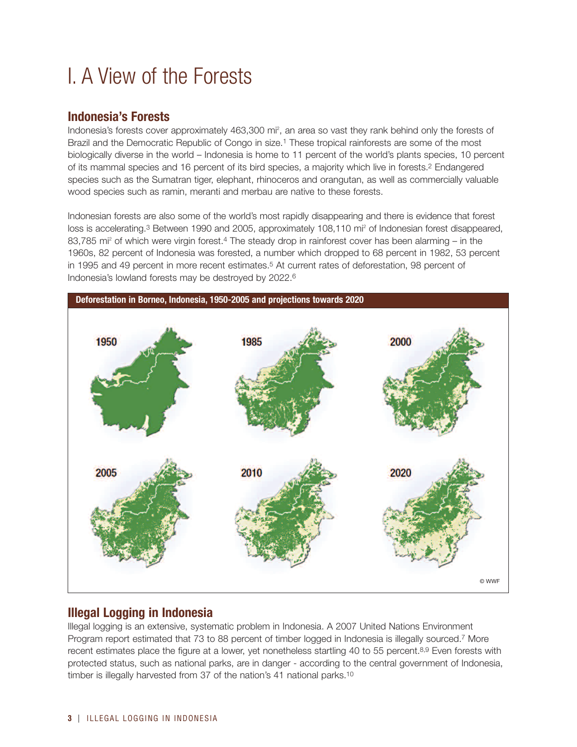# I. A View of the Forests

## Indonesia's Forests

Indonesia's forests cover approximately 463,300 mi$^2$, an area so vast they rank behind only the forests of Brazil and the Democratic Republic of Congo in size.[1] These tropical rainforests are some of the most biologically diverse in the world – Indonesia is home to 11 percent of the world's plants species, 10 percent of its mammal species and 16 percent of its bird species, a majority which live in forests.[2] Endangered species such as the Sumatran tiger, elephant, rhinoceros and orangutan, as well as commercially valuable wood species such as ramin, meranti and merbau are native to these forests.

Indonesian forests are also some of the world's most rapidly disappearing and there is evidence that forest loss is accelerating.[3] Between 1990 and 2005, approximately 108,110 mi$^2$ of Indonesian forest disappeared, 83,785 mi$^2$ of which were virgin forest.[4] The steady drop in rainforest cover has been alarming – in the 1960s, 82 percent of Indonesia was forested, a number which dropped to 68 percent in 1982, 53 percent in 1995 and 49 percent in more recent estimates.[5] At current rates of deforestation, 98 percent of Indonesia's lowland forests may be destroyed by 2022.[6]

**Deforestation in Borneo, Indonesia, 1950-2005 and projections towards 2020**

1950 | 1985 | 2000 | 2005 | 2010 | 2020

© WWF

## Illegal Logging in Indonesia

Illegal logging is an extensive, systematic problem in Indonesia. A 2007 United Nations Environment Program report estimated that 73 to 88 percent of timber logged in Indonesia is illegally sourced.[7] More recent estimates place the figure at a lower, yet nonetheless startling 40 to 55 percent.[8,9] Even forests with protected status, such as national parks, are in danger - according to the central government of Indonesia, timber is illegally harvested from 37 of the nation's 41 national parks.[10]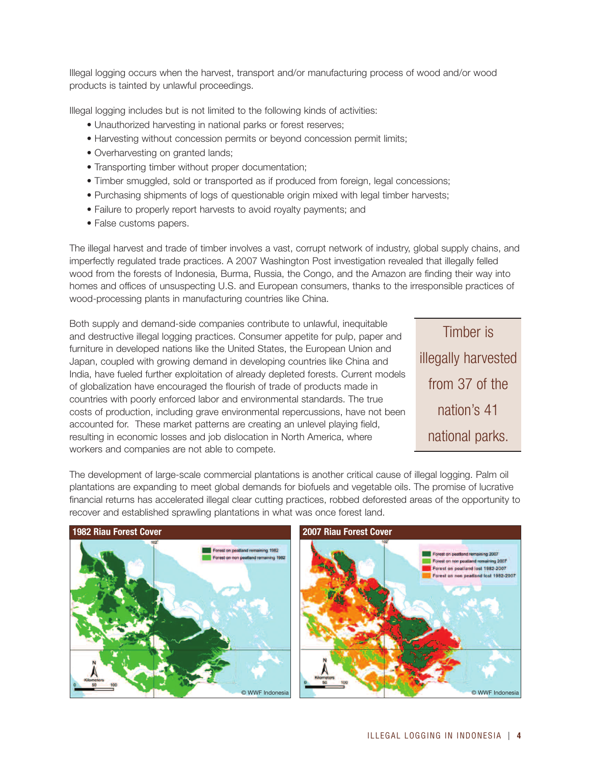Illegal logging occurs when the harvest, transport and/or manufacturing process of wood and/or wood products is tainted by unlawful proceedings.

Illegal logging includes but is not limited to the following kinds of activities:

- Unauthorized harvesting in national parks or forest reserves;
- Harvesting without concession permits or beyond concession permit limits;
- Overharvesting on granted lands;
- Transporting timber without proper documentation;
- Timber smuggled, sold or transported as if produced from foreign, legal concessions;
- Purchasing shipments of logs of questionable origin mixed with legal timber harvests;
- Failure to properly report harvests to avoid royalty payments; and
- False customs papers.

The illegal harvest and trade of timber involves a vast, corrupt network of industry, global supply chains, and imperfectly regulated trade practices. A 2007 Washington Post investigation revealed that illegally felled wood from the forests of Indonesia, Burma, Russia, the Congo, and the Amazon are finding their way into homes and offices of unsuspecting U.S. and European consumers, thanks to the irresponsible practices of wood-processing plants in manufacturing countries like China.

Both supply and demand-side companies contribute to unlawful, inequitable and destructive illegal logging practices. Consumer appetite for pulp, paper and furniture in developed nations like the United States, the European Union and Japan, coupled with growing demand in developing countries like China and India, have fueled further exploitation of already depleted forests. Current models of globalization have encouraged the flourish of trade of products made in countries with poorly enforced labor and environmental standards. The true costs of production, including grave environmental repercussions, have not been accounted for. These market patterns are creating an unlevel playing field, resulting in economic losses and job dislocation in North America, where workers and companies are not able to compete.

> Timber is illegally harvested from 37 of the nation's 41 national parks.

The development of large-scale commercial plantations is another critical cause of illegal logging. Palm oil plantations are expanding to meet global demands for biofuels and vegetable oils. The promise of lucrative financial returns has accelerated illegal clear cutting practices, robbed deforested areas of the opportunity to recover and established sprawling plantations in what was once forest land.

**1982 Riau Forest Cover**

Forest on peatland remaining 1982
Forest on non peatland remaining 1982

© WWF Indonesia

**2007 Riau Forest Cover**

Forest on peatland remaining 2007
Forest on non peatland remaining 2007
Forest on peatland lost 1982-2007
Forest on non peatland lost 1982-2007

© WWF Indonesia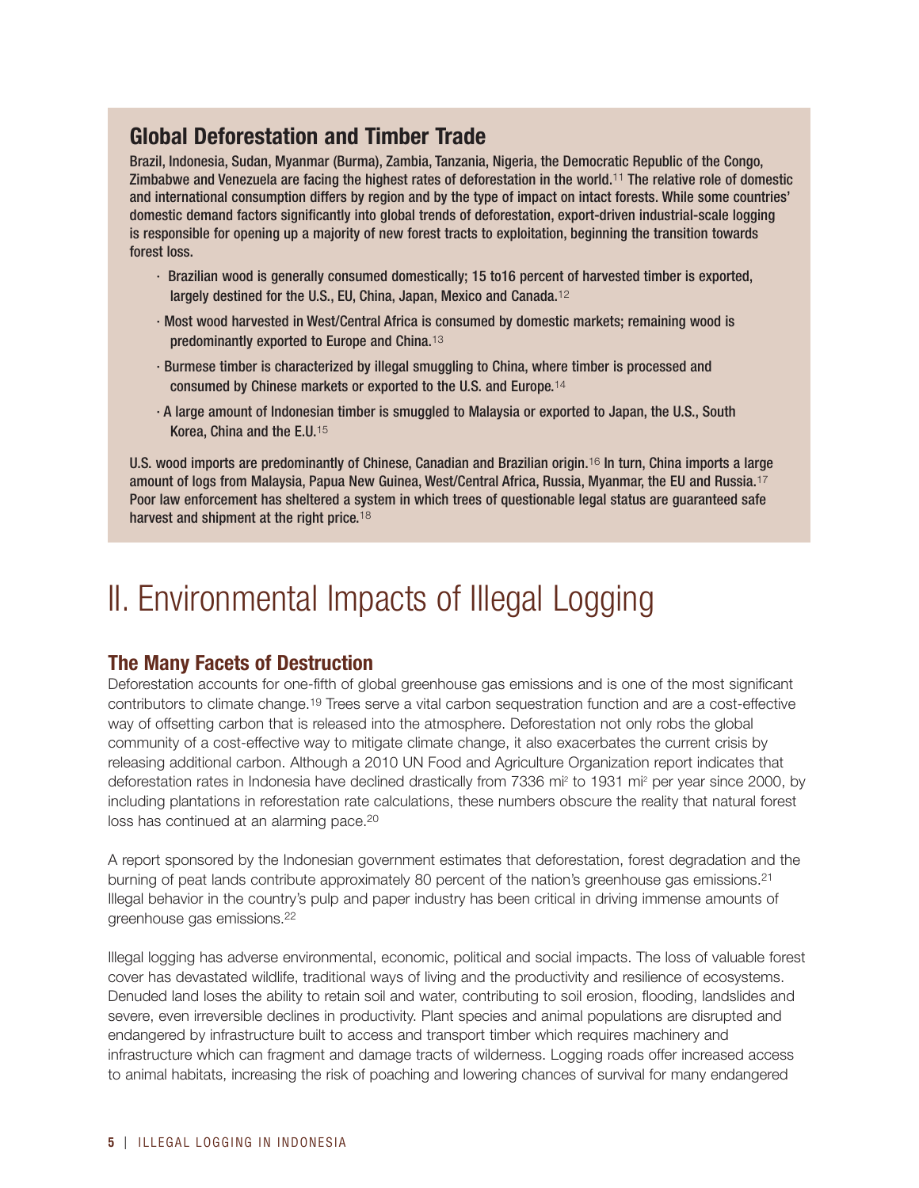## Global Deforestation and Timber Trade

**Brazil, Indonesia, Sudan, Myanmar (Burma), Zambia, Tanzania, Nigeria, the Democratic Republic of the Congo, Zimbabwe and Venezuela are facing the highest rates of deforestation in the world.[11] The relative role of domestic and international consumption differs by region and by the type of impact on intact forests. While some countries' domestic demand factors significantly into global trends of deforestation, export-driven industrial-scale logging is responsible for opening up a majority of new forest tracts to exploitation, beginning the transition towards forest loss.**

- **Brazilian wood is generally consumed domestically; 15 to16 percent of harvested timber is exported, largely destined for the U.S., EU, China, Japan, Mexico and Canada.[12]**
- **Most wood harvested in West/Central Africa is consumed by domestic markets; remaining wood is predominantly exported to Europe and China.[13]**
- **Burmese timber is characterized by illegal smuggling to China, where timber is processed and consumed by Chinese markets or exported to the U.S. and Europe.[14]**
- **A large amount of Indonesian timber is smuggled to Malaysia or exported to Japan, the U.S., South Korea, China and the E.U.[15]**

**U.S. wood imports are predominantly of Chinese, Canadian and Brazilian origin.[16] In turn, China imports a large amount of logs from Malaysia, Papua New Guinea, West/Central Africa, Russia, Myanmar, the EU and Russia.[17] Poor law enforcement has sheltered a system in which trees of questionable legal status are guaranteed safe harvest and shipment at the right price.[18]**

# II. Environmental Impacts of Illegal Logging

## The Many Facets of Destruction

Deforestation accounts for one-fifth of global greenhouse gas emissions and is one of the most significant contributors to climate change.[19] Trees serve a vital carbon sequestration function and are a cost-effective way of offsetting carbon that is released into the atmosphere. Deforestation not only robs the global community of a cost-effective way to mitigate climate change, it also exacerbates the current crisis by releasing additional carbon. Although a 2010 UN Food and Agriculture Organization report indicates that deforestation rates in Indonesia have declined drastically from 7336 $mi^2$ to 1931 $mi^2$ per year since 2000, by including plantations in reforestation rate calculations, these numbers obscure the reality that natural forest loss has continued at an alarming pace.[20]

A report sponsored by the Indonesian government estimates that deforestation, forest degradation and the burning of peat lands contribute approximately 80 percent of the nation's greenhouse gas emissions.[21] Illegal behavior in the country's pulp and paper industry has been critical in driving immense amounts of greenhouse gas emissions.[22]

Illegal logging has adverse environmental, economic, political and social impacts. The loss of valuable forest cover has devastated wildlife, traditional ways of living and the productivity and resilience of ecosystems. Denuded land loses the ability to retain soil and water, contributing to soil erosion, flooding, landslides and severe, even irreversible declines in productivity. Plant species and animal populations are disrupted and endangered by infrastructure built to access and transport timber which requires machinery and infrastructure which can fragment and damage tracts of wilderness. Logging roads offer increased access to animal habitats, increasing the risk of poaching and lowering chances of survival for many endangered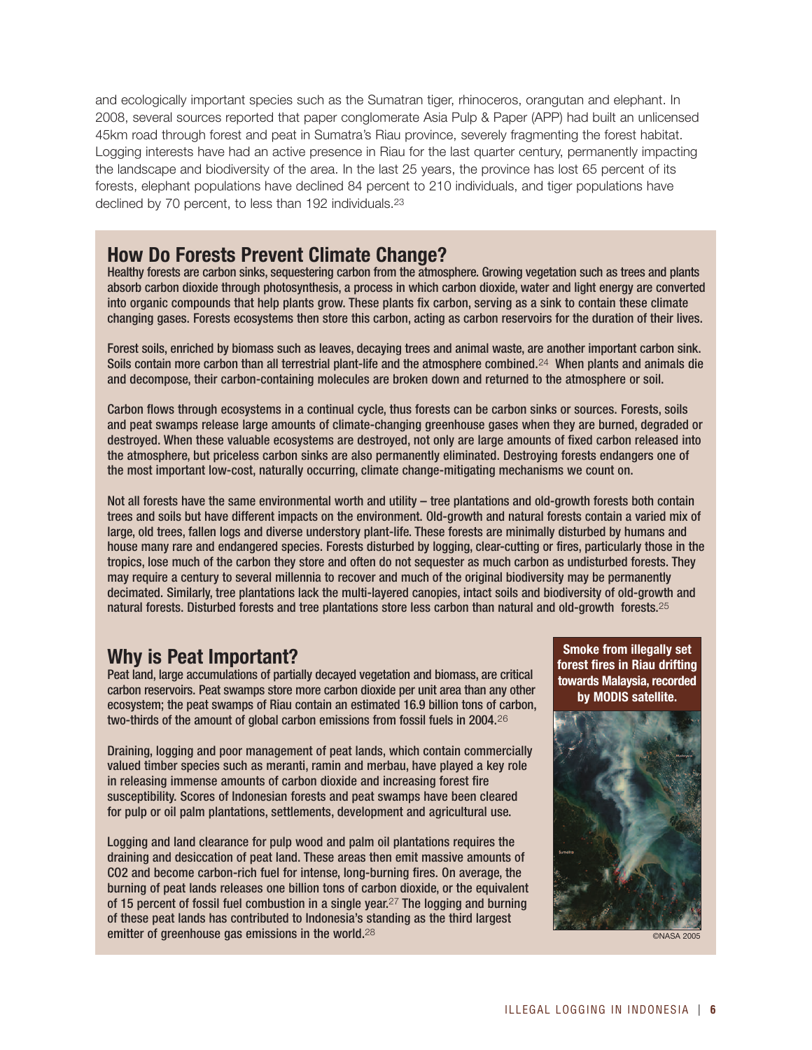and ecologically important species such as the Sumatran tiger, rhinoceros, orangutan and elephant. In 2008, several sources reported that paper conglomerate Asia Pulp & Paper (APP) had built an unlicensed 45km road through forest and peat in Sumatra's Riau province, severely fragmenting the forest habitat. Logging interests have had an active presence in Riau for the last quarter century, permanently impacting the landscape and biodiversity of the area. In the last 25 years, the province has lost 65 percent of its forests, elephant populations have declined 84 percent to 210 individuals, and tiger populations have declined by 70 percent, to less than 192 individuals.[23]

## How Do Forests Prevent Climate Change?

Healthy forests are carbon sinks, sequestering carbon from the atmosphere. Growing vegetation such as trees and plants absorb carbon dioxide through photosynthesis, a process in which carbon dioxide, water and light energy are converted into organic compounds that help plants grow. These plants fix carbon, serving as a sink to contain these climate changing gases. Forests ecosystems then store this carbon, acting as carbon reservoirs for the duration of their lives.

Forest soils, enriched by biomass such as leaves, decaying trees and animal waste, are another important carbon sink. Soils contain more carbon than all terrestrial plant-life and the atmosphere combined.[24] When plants and animals die and decompose, their carbon-containing molecules are broken down and returned to the atmosphere or soil.

Carbon flows through ecosystems in a continual cycle, thus forests can be carbon sinks or sources. Forests, soils and peat swamps release large amounts of climate-changing greenhouse gases when they are burned, degraded or destroyed. When these valuable ecosystems are destroyed, not only are large amounts of fixed carbon released into the atmosphere, but priceless carbon sinks are also permanently eliminated. Destroying forests endangers one of the most important low-cost, naturally occurring, climate change-mitigating mechanisms we count on.

Not all forests have the same environmental worth and utility – tree plantations and old-growth forests both contain trees and soils but have different impacts on the environment. Old-growth and natural forests contain a varied mix of large, old trees, fallen logs and diverse understory plant-life. These forests are minimally disturbed by humans and house many rare and endangered species. Forests disturbed by logging, clear-cutting or fires, particularly those in the tropics, lose much of the carbon they store and often do not sequester as much carbon as undisturbed forests. They may require a century to several millennia to recover and much of the original biodiversity may be permanently decimated. Similarly, tree plantations lack the multi-layered canopies, intact soils and biodiversity of old-growth and natural forests. Disturbed forests and tree plantations store less carbon than natural and old-growth forests.[25]

## Why is Peat Important?

Peat land, large accumulations of partially decayed vegetation and biomass, are critical carbon reservoirs. Peat swamps store more carbon dioxide per unit area than any other ecosystem; the peat swamps of Riau contain an estimated 16.9 billion tons of carbon, two-thirds of the amount of global carbon emissions from fossil fuels in 2004.[26]

Draining, logging and poor management of peat lands, which contain commercially valued timber species such as meranti, ramin and merbau, have played a key role in releasing immense amounts of carbon dioxide and increasing forest fire susceptibility. Scores of Indonesian forests and peat swamps have been cleared for pulp or oil palm plantations, settlements, development and agricultural use.

Logging and land clearance for pulp wood and palm oil plantations requires the draining and desiccation of peat land. These areas then emit massive amounts of $CO_2$ and become carbon-rich fuel for intense, long-burning fires. On average, the burning of peat lands releases one billion tons of carbon dioxide, or the equivalent of 15 percent of fossil fuel combustion in a single year.[27] The logging and burning of these peat lands has contributed to Indonesia's standing as the third largest emitter of greenhouse gas emissions in the world.[28]

**Smoke from illegally set forest fires in Riau drifting towards Malaysia, recorded by MODIS satellite.**

©NASA 2005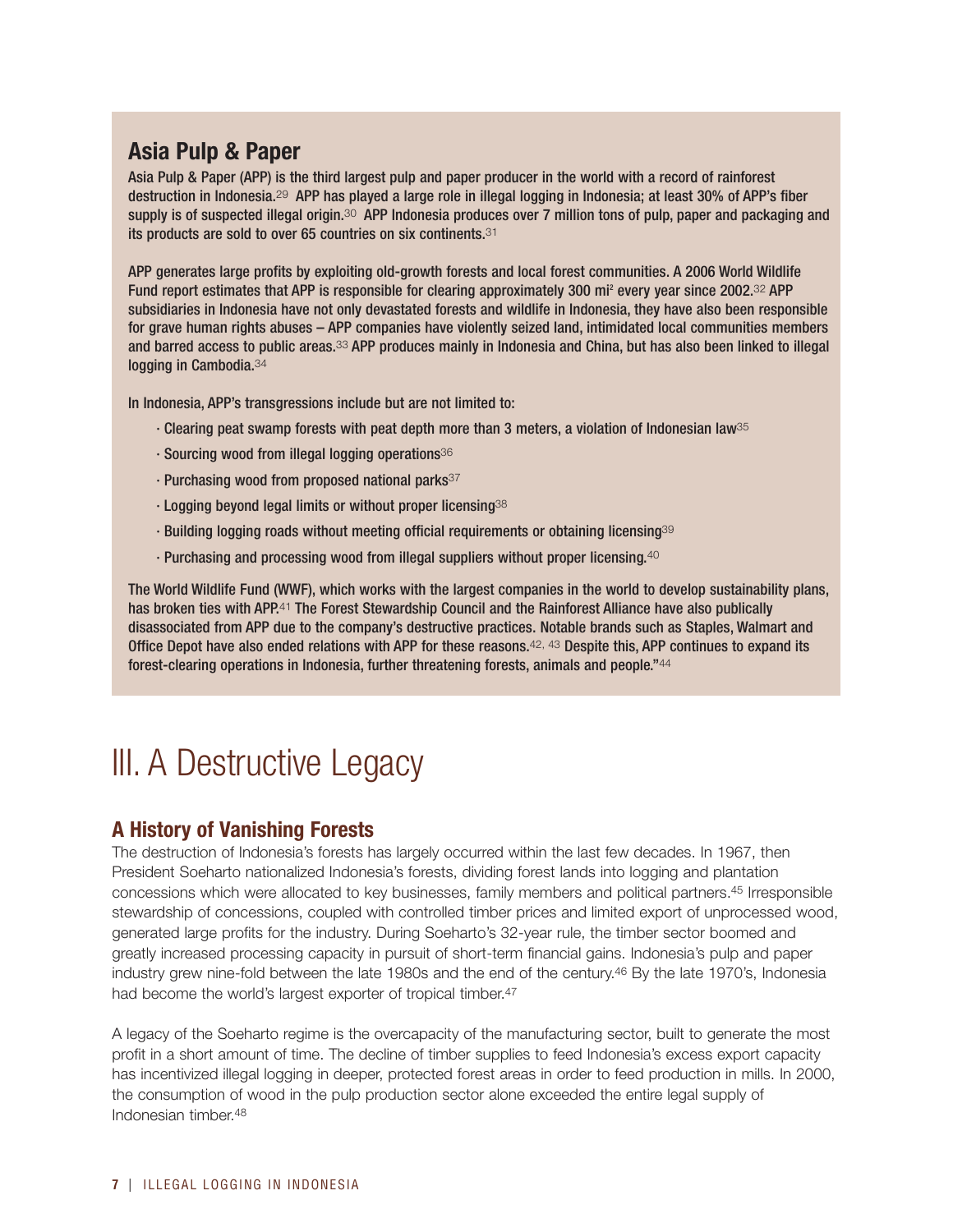## Asia Pulp & Paper

Asia Pulp & Paper (APP) is the third largest pulp and paper producer in the world with a record of rainforest destruction in Indonesia.[29] APP has played a large role in illegal logging in Indonesia; at least 30% of APP's fiber supply is of suspected illegal origin.[30] APP Indonesia produces over 7 million tons of pulp, paper and packaging and its products are sold to over 65 countries on six continents.[31]

APP generates large profits by exploiting old-growth forests and local forest communities. A 2006 World Wildlife Fund report estimates that APP is responsible for clearing approximately 300 $mi^2$ every year since 2002.[32] APP subsidiaries in Indonesia have not only devastated forests and wildlife in Indonesia, they have also been responsible for grave human rights abuses – APP companies have violently seized land, intimidated local communities members and barred access to public areas.[33] APP produces mainly in Indonesia and China, but has also been linked to illegal logging in Cambodia.[34]

In Indonesia, APP's transgressions include but are not limited to:

- Clearing peat swamp forests with peat depth more than 3 meters, a violation of Indonesian law[35]
- Sourcing wood from illegal logging operations[36]
- Purchasing wood from proposed national parks[37]
- Logging beyond legal limits or without proper licensing[38]
- Building logging roads without meeting official requirements or obtaining licensing[39]
- Purchasing and processing wood from illegal suppliers without proper licensing.[40]

The World Wildlife Fund (WWF), which works with the largest companies in the world to develop sustainability plans, has broken ties with APP.[41] The Forest Stewardship Council and the Rainforest Alliance have also publically disassociated from APP due to the company's destructive practices. Notable brands such as Staples, Walmart and Office Depot have also ended relations with APP for these reasons.[42, 43] Despite this, APP continues to expand its forest-clearing operations in Indonesia, further threatening forests, animals and people."[44]

# III. A Destructive Legacy

## A History of Vanishing Forests

The destruction of Indonesia's forests has largely occurred within the last few decades. In 1967, then President Soeharto nationalized Indonesia's forests, dividing forest lands into logging and plantation concessions which were allocated to key businesses, family members and political partners.[45] Irresponsible stewardship of concessions, coupled with controlled timber prices and limited export of unprocessed wood, generated large profits for the industry. During Soeharto's 32-year rule, the timber sector boomed and greatly increased processing capacity in pursuit of short-term financial gains. Indonesia's pulp and paper industry grew nine-fold between the late 1980s and the end of the century.[46] By the late 1970's, Indonesia had become the world's largest exporter of tropical timber.[47]

A legacy of the Soeharto regime is the overcapacity of the manufacturing sector, built to generate the most profit in a short amount of time. The decline of timber supplies to feed Indonesia's excess export capacity has incentivized illegal logging in deeper, protected forest areas in order to feed production in mills. In 2000, the consumption of wood in the pulp production sector alone exceeded the entire legal supply of Indonesian timber.[48]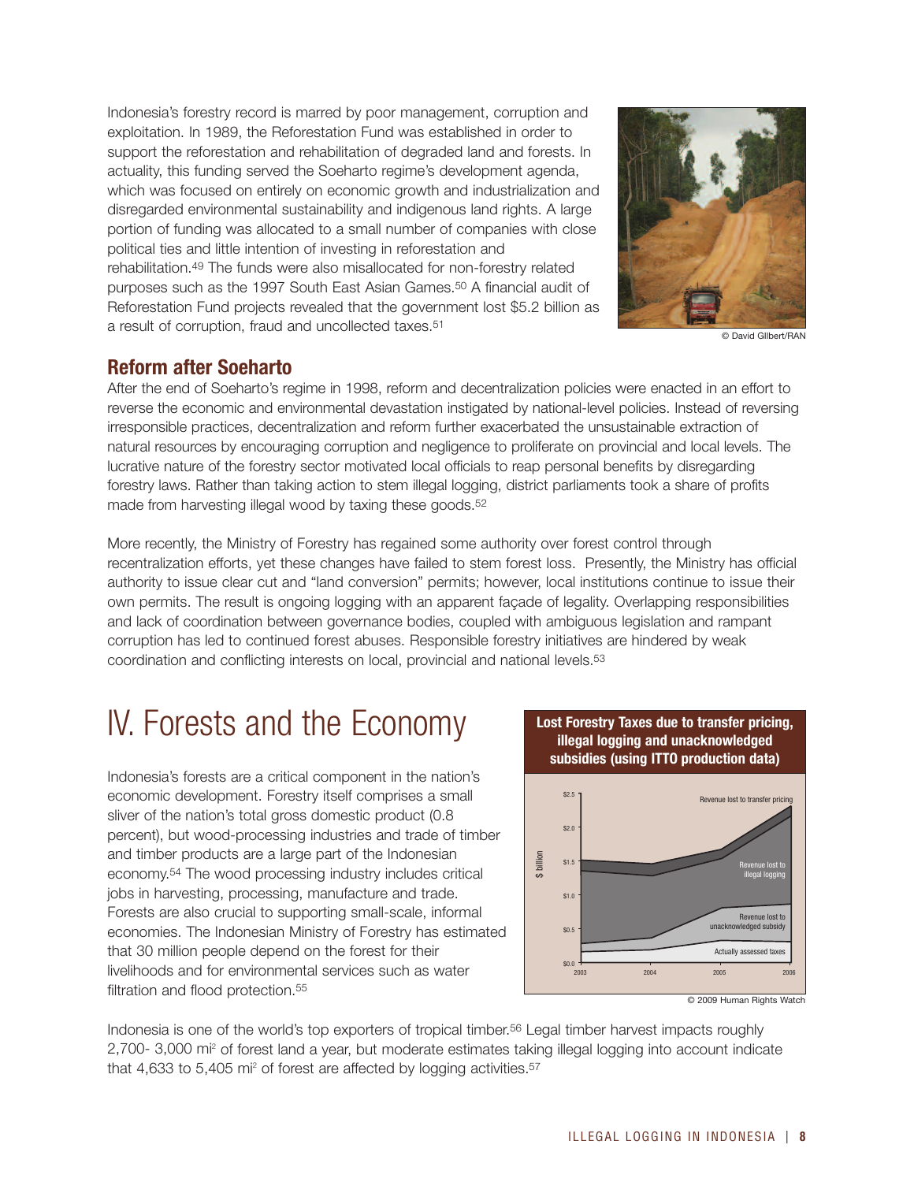Indonesia's forestry record is marred by poor management, corruption and exploitation. In 1989, the Reforestation Fund was established in order to support the reforestation and rehabilitation of degraded land and forests. In actuality, this funding served the Soeharto regime's development agenda, which was focused on entirely on economic growth and industrialization and disregarded environmental sustainability and indigenous land rights. A large portion of funding was allocated to a small number of companies with close political ties and little intention of investing in reforestation and rehabilitation.[49] The funds were also misallocated for non-forestry related purposes such as the 1997 South East Asian Games.[50] A financial audit of Reforestation Fund projects revealed that the government lost $5.2 billion as a result of corruption, fraud and uncollected taxes.[51]

© David Gilbert/RAN

## Reform after Soeharto

After the end of Soeharto's regime in 1998, reform and decentralization policies were enacted in an effort to reverse the economic and environmental devastation instigated by national-level policies. Instead of reversing irresponsible practices, decentralization and reform further exacerbated the unsustainable extraction of natural resources by encouraging corruption and negligence to proliferate on provincial and local levels. The lucrative nature of the forestry sector motivated local officials to reap personal benefits by disregarding forestry laws. Rather than taking action to stem illegal logging, district parliaments took a share of profits made from harvesting illegal wood by taxing these goods.[52]

More recently, the Ministry of Forestry has regained some authority over forest control through recentralization efforts, yet these changes have failed to stem forest loss. Presently, the Ministry has official authority to issue clear cut and "land conversion" permits; however, local institutions continue to issue their own permits. The result is ongoing logging with an apparent façade of legality. Overlapping responsibilities and lack of coordination between governance bodies, coupled with ambiguous legislation and rampant corruption has led to continued forest abuses. Responsible forestry initiatives are hindered by weak coordination and conflicting interests on local, provincial and national levels.[53]

# IV. Forests and the Economy

Indonesia's forests are a critical component in the nation's economic development. Forestry itself comprises a small sliver of the nation's total gross domestic product (0.8 percent), but wood-processing industries and trade of timber and timber products are a large part of the Indonesian economy.[54] The wood processing industry includes critical jobs in harvesting, processing, manufacture and trade. Forests are also crucial to supporting small-scale, informal economies. The Indonesian Ministry of Forestry has estimated that 30 million people depend on the forest for their livelihoods and for environmental services such as water filtration and flood protection.[55]

**Lost Forestry Taxes due to transfer pricing, illegal logging and unacknowledged subsidies (using ITTO production data)**

© 2009 Human Rights Watch

Indonesia is one of the world's top exporters of tropical timber.[56] Legal timber harvest impacts roughly 2,700- 3,000 mi² of forest land a year, but moderate estimates taking illegal logging into account indicate that 4,633 to 5,405 mi² of forest are affected by logging activities.[57]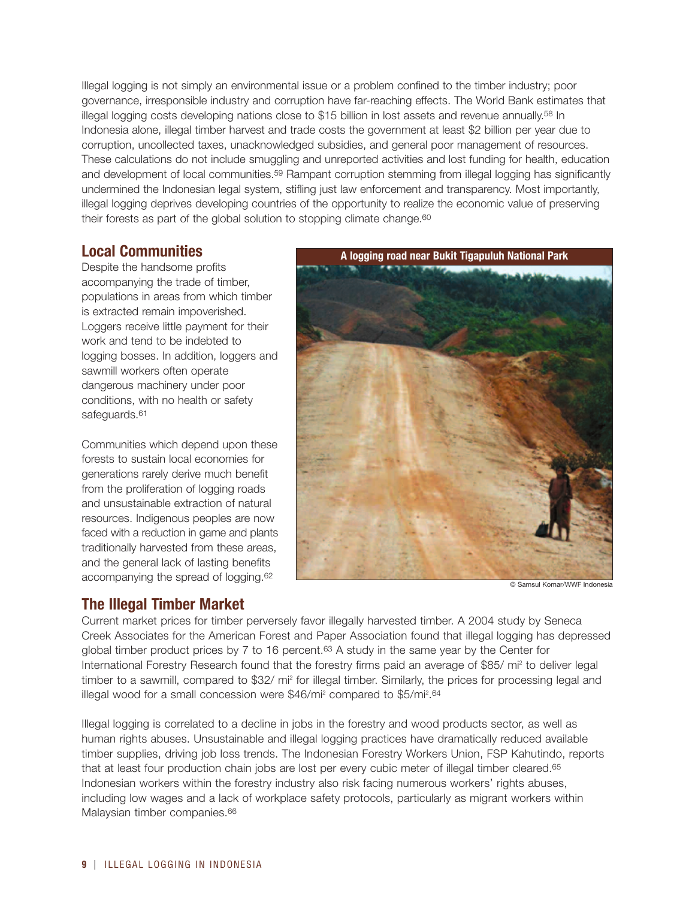Illegal logging is not simply an environmental issue or a problem confined to the timber industry; poor governance, irresponsible industry and corruption have far-reaching effects. The World Bank estimates that illegal logging costs developing nations close to $15 billion in lost assets and revenue annually.[58] In Indonesia alone, illegal timber harvest and trade costs the government at least $2 billion per year due to corruption, uncollected taxes, unacknowledged subsidies, and general poor management of resources. These calculations do not include smuggling and unreported activities and lost funding for health, education and development of local communities.[59] Rampant corruption stemming from illegal logging has significantly undermined the Indonesian legal system, stifling just law enforcement and transparency. Most importantly, illegal logging deprives developing countries of the opportunity to realize the economic value of preserving their forests as part of the global solution to stopping climate change.[60]

## Local Communities

Despite the handsome profits accompanying the trade of timber, populations in areas from which timber is extracted remain impoverished. Loggers receive little payment for their work and tend to be indebted to logging bosses. In addition, loggers and sawmill workers often operate dangerous machinery under poor conditions, with no health or safety safeguards.[61]

Communities which depend upon these forests to sustain local economies for generations rarely derive much benefit from the proliferation of logging roads and unsustainable extraction of natural resources. Indigenous peoples are now faced with a reduction in game and plants traditionally harvested from these areas, and the general lack of lasting benefits accompanying the spread of logging.[62]

**A logging road near Bukit Tigapuluh National Park**

© Samsul Komar/WWF Indonesia

## The Illegal Timber Market

Current market prices for timber perversely favor illegally harvested timber. A 2004 study by Seneca Creek Associates for the American Forest and Paper Association found that illegal logging has depressed global timber product prices by 7 to 16 percent.[63] A study in the same year by the Center for International Forestry Research found that the forestry firms paid an average of $85/ mi$^2$ to deliver legal timber to a sawmill, compared to $32/ mi$^2$ for illegal timber. Similarly, the prices for processing legal and illegal wood for a small concession were $46/mi$^2$ compared to $5/mi$^2$.[64]

Illegal logging is correlated to a decline in jobs in the forestry and wood products sector, as well as human rights abuses. Unsustainable and illegal logging practices have dramatically reduced available timber supplies, driving job loss trends. The Indonesian Forestry Workers Union, FSP Kahutindo, reports that at least four production chain jobs are lost per every cubic meter of illegal timber cleared.[65] Indonesian workers within the forestry industry also risk facing numerous workers' rights abuses, including low wages and a lack of workplace safety protocols, particularly as migrant workers within Malaysian timber companies.[66]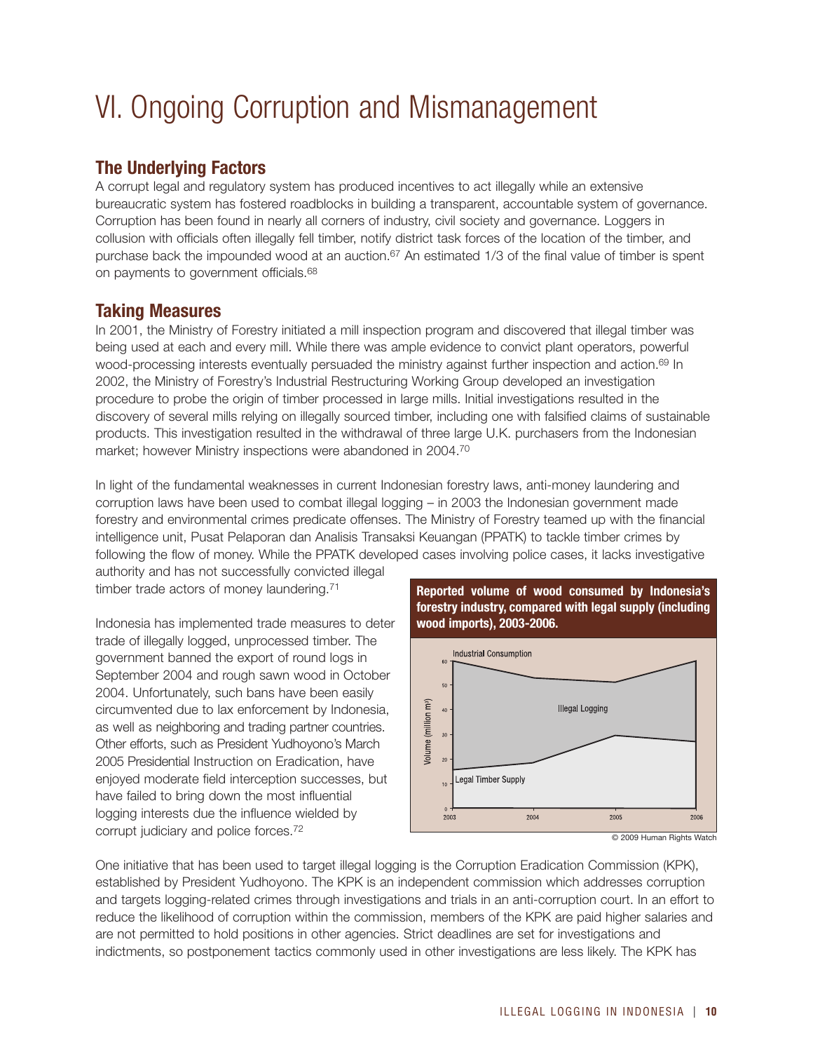# VI. Ongoing Corruption and Mismanagement

## The Underlying Factors

A corrupt legal and regulatory system has produced incentives to act illegally while an extensive bureaucratic system has fostered roadblocks in building a transparent, accountable system of governance. Corruption has been found in nearly all corners of industry, civil society and governance. Loggers in collusion with officials often illegally fell timber, notify district task forces of the location of the timber, and purchase back the impounded wood at an auction.[67] An estimated 1/3 of the final value of timber is spent on payments to government officials.[68]

## Taking Measures

In 2001, the Ministry of Forestry initiated a mill inspection program and discovered that illegal timber was being used at each and every mill. While there was ample evidence to convict plant operators, powerful wood-processing interests eventually persuaded the ministry against further inspection and action.[69] In 2002, the Ministry of Forestry's Industrial Restructuring Working Group developed an investigation procedure to probe the origin of timber processed in large mills. Initial investigations resulted in the discovery of several mills relying on illegally sourced timber, including one with falsified claims of sustainable products. This investigation resulted in the withdrawal of three large U.K. purchasers from the Indonesian market; however Ministry inspections were abandoned in 2004.[70]

In light of the fundamental weaknesses in current Indonesian forestry laws, anti-money laundering and corruption laws have been used to combat illegal logging – in 2003 the Indonesian government made forestry and environmental crimes predicate offenses. The Ministry of Forestry teamed up with the financial intelligence unit, Pusat Pelaporan dan Analisis Transaksi Keuangan (PPATK) to tackle timber crimes by following the flow of money. While the PPATK developed cases involving police cases, it lacks investigative authority and has not successfully convicted illegal timber trade actors of money laundering.[71]

Indonesia has implemented trade measures to deter trade of illegally logged, unprocessed timber. The government banned the export of round logs in September 2004 and rough sawn wood in October 2004. Unfortunately, such bans have been easily circumvented due to lax enforcement by Indonesia, as well as neighboring and trading partner countries. Other efforts, such as President Yudhoyono's March 2005 Presidential Instruction on Eradication, have enjoyed moderate field interception successes, but have failed to bring down the most influential logging interests due the influence wielded by corrupt judiciary and police forces.[72]

**Reported volume of wood consumed by Indonesia's forestry industry, compared with legal supply (including wood imports), 2003-2006.**

© 2009 Human Rights Watch

One initiative that has been used to target illegal logging is the Corruption Eradication Commission (KPK), established by President Yudhoyono. The KPK is an independent commission which addresses corruption and targets logging-related crimes through investigations and trials in an anti-corruption court. In an effort to reduce the likelihood of corruption within the commission, members of the KPK are paid higher salaries and are not permitted to hold positions in other agencies. Strict deadlines are set for investigations and indictments, so postponement tactics commonly used in other investigations are less likely. The KPK has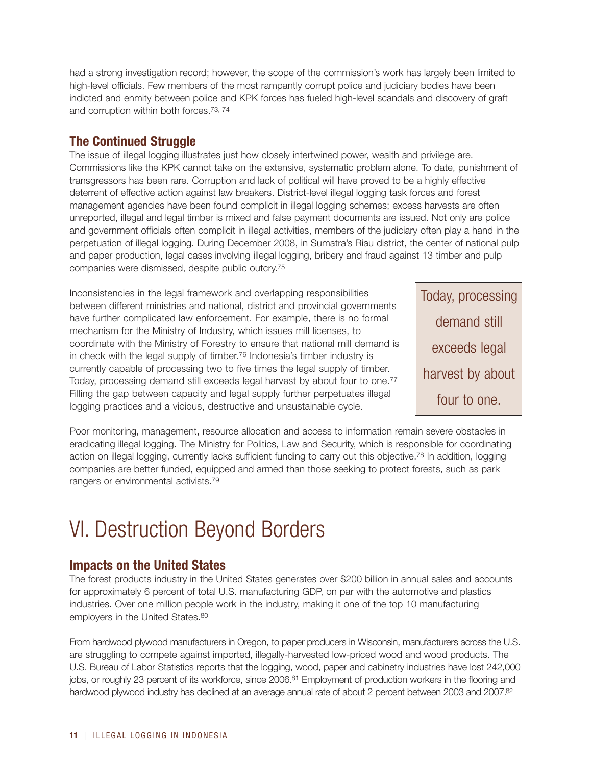had a strong investigation record; however, the scope of the commission's work has largely been limited to high-level officials. Few members of the most rampantly corrupt police and judiciary bodies have been indicted and enmity between police and KPK forces has fueled high-level scandals and discovery of graft and corruption within both forces.[73, 74]

### The Continued Struggle

The issue of illegal logging illustrates just how closely intertwined power, wealth and privilege are. Commissions like the KPK cannot take on the extensive, systematic problem alone. To date, punishment of transgressors has been rare. Corruption and lack of political will have proved to be a highly effective deterrent of effective action against law breakers. District-level illegal logging task forces and forest management agencies have been found complicit in illegal logging schemes; excess harvests are often unreported, illegal and legal timber is mixed and false payment documents are issued. Not only are police and government officials often complicit in illegal activities, members of the judiciary often play a hand in the perpetuation of illegal logging. During December 2008, in Sumatra's Riau district, the center of national pulp and paper production, legal cases involving illegal logging, bribery and fraud against 13 timber and pulp companies were dismissed, despite public outcry.[75]

Inconsistencies in the legal framework and overlapping responsibilities between different ministries and national, district and provincial governments have further complicated law enforcement. For example, there is no formal mechanism for the Ministry of Industry, which issues mill licenses, to coordinate with the Ministry of Forestry to ensure that national mill demand is in check with the legal supply of timber.[76] Indonesia's timber industry is currently capable of processing two to five times the legal supply of timber. Today, processing demand still exceeds legal harvest by about four to one.[77] Filling the gap between capacity and legal supply further perpetuates illegal logging practices and a vicious, destructive and unsustainable cycle.

> Today, processing demand still exceeds legal harvest by about four to one.

Poor monitoring, management, resource allocation and access to information remain severe obstacles in eradicating illegal logging. The Ministry for Politics, Law and Security, which is responsible for coordinating action on illegal logging, currently lacks sufficient funding to carry out this objective.[78] In addition, logging companies are better funded, equipped and armed than those seeking to protect forests, such as park rangers or environmental activists.[79]

# VI. Destruction Beyond Borders

### Impacts on the United States

The forest products industry in the United States generates over $200 billion in annual sales and accounts for approximately 6 percent of total U.S. manufacturing GDP, on par with the automotive and plastics industries. Over one million people work in the industry, making it one of the top 10 manufacturing employers in the United States.[80]

From hardwood plywood manufacturers in Oregon, to paper producers in Wisconsin, manufacturers across the U.S. are struggling to compete against imported, illegally-harvested low-priced wood and wood products. The U.S. Bureau of Labor Statistics reports that the logging, wood, paper and cabinetry industries have lost 242,000 jobs, or roughly 23 percent of its workforce, since 2006.[81] Employment of production workers in the flooring and hardwood plywood industry has declined at an average annual rate of about 2 percent between 2003 and 2007.[82]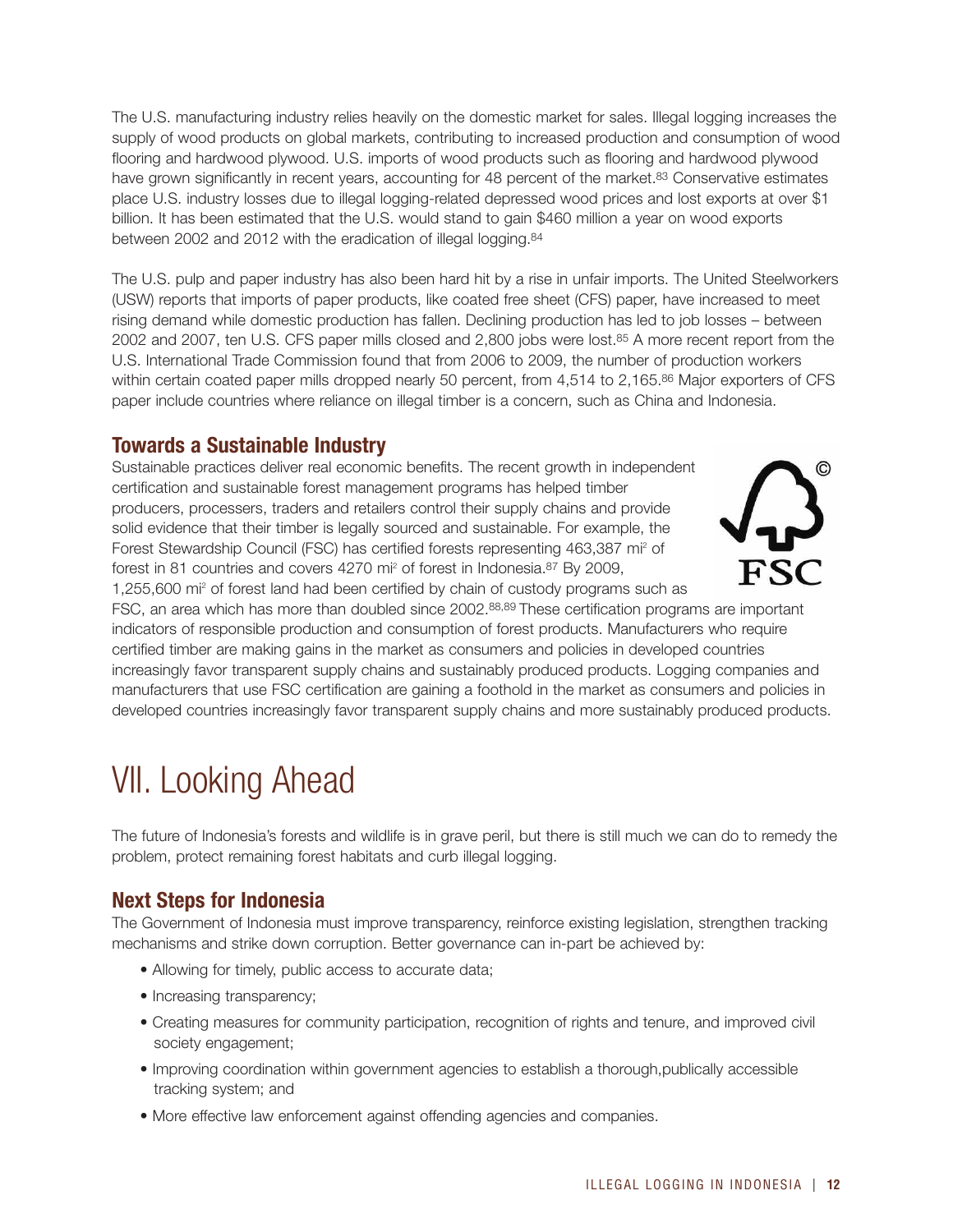The U.S. manufacturing industry relies heavily on the domestic market for sales. Illegal logging increases the supply of wood products on global markets, contributing to increased production and consumption of wood flooring and hardwood plywood. U.S. imports of wood products such as flooring and hardwood plywood have grown significantly in recent years, accounting for 48 percent of the market.[83] Conservative estimates place U.S. industry losses due to illegal logging-related depressed wood prices and lost exports at over $1 billion. It has been estimated that the U.S. would stand to gain $460 million a year on wood exports between 2002 and 2012 with the eradication of illegal logging.[84]

The U.S. pulp and paper industry has also been hard hit by a rise in unfair imports. The United Steelworkers (USW) reports that imports of paper products, like coated free sheet (CFS) paper, have increased to meet rising demand while domestic production has fallen. Declining production has led to job losses – between 2002 and 2007, ten U.S. CFS paper mills closed and 2,800 jobs were lost.[85] A more recent report from the U.S. International Trade Commission found that from 2006 to 2009, the number of production workers within certain coated paper mills dropped nearly 50 percent, from 4,514 to 2,165.[86] Major exporters of CFS paper include countries where reliance on illegal timber is a concern, such as China and Indonesia.

### Towards a Sustainable Industry

Sustainable practices deliver real economic benefits. The recent growth in independent certification and sustainable forest management programs has helped timber producers, processers, traders and retailers control their supply chains and provide solid evidence that their timber is legally sourced and sustainable. For example, the Forest Stewardship Council (FSC) has certified forests representing 463,387 mi² of forest in 81 countries and covers 4270 mi² of forest in Indonesia.[87] By 2009, 1,255,600 mi² of forest land had been certified by chain of custody programs such as FSC, an area which has more than doubled since 2002.[88,89] These certification programs are important indicators of responsible production and consumption of forest products. Manufacturers who require certified timber are making gains in the market as consumers and policies in developed countries increasingly favor transparent supply chains and sustainably produced products. Logging companies and manufacturers that use FSC certification are gaining a foothold in the market as consumers and policies in developed countries increasingly favor transparent supply chains and more sustainably produced products.

## VII. Looking Ahead

The future of Indonesia's forests and wildlife is in grave peril, but there is still much we can do to remedy the problem, protect remaining forest habitats and curb illegal logging.

### Next Steps for Indonesia

The Government of Indonesia must improve transparency, reinforce existing legislation, strengthen tracking mechanisms and strike down corruption. Better governance can in-part be achieved by:

- Allowing for timely, public access to accurate data;
- Increasing transparency;
- Creating measures for community participation, recognition of rights and tenure, and improved civil society engagement;
- Improving coordination within government agencies to establish a thorough,publically accessible tracking system; and
- More effective law enforcement against offending agencies and companies.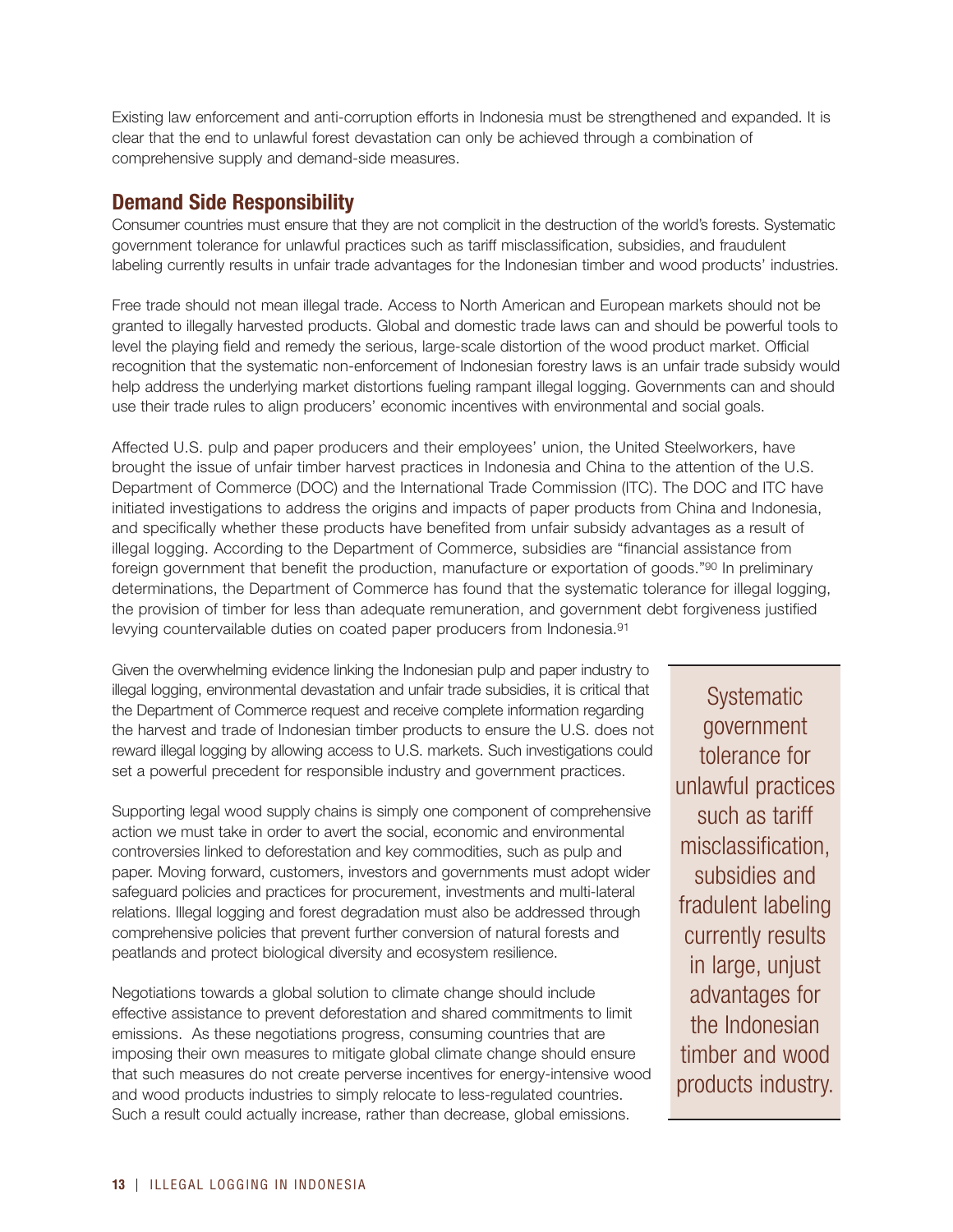Existing law enforcement and anti-corruption efforts in Indonesia must be strengthened and expanded. It is clear that the end to unlawful forest devastation can only be achieved through a combination of comprehensive supply and demand-side measures.

## Demand Side Responsibility

Consumer countries must ensure that they are not complicit in the destruction of the world's forests. Systematic government tolerance for unlawful practices such as tariff misclassification, subsidies, and fraudulent labeling currently results in unfair trade advantages for the Indonesian timber and wood products' industries.

Free trade should not mean illegal trade. Access to North American and European markets should not be granted to illegally harvested products. Global and domestic trade laws can and should be powerful tools to level the playing field and remedy the serious, large-scale distortion of the wood product market. Official recognition that the systematic non-enforcement of Indonesian forestry laws is an unfair trade subsidy would help address the underlying market distortions fueling rampant illegal logging. Governments can and should use their trade rules to align producers' economic incentives with environmental and social goals.

Affected U.S. pulp and paper producers and their employees' union, the United Steelworkers, have brought the issue of unfair timber harvest practices in Indonesia and China to the attention of the U.S. Department of Commerce (DOC) and the International Trade Commission (ITC). The DOC and ITC have initiated investigations to address the origins and impacts of paper products from China and Indonesia, and specifically whether these products have benefited from unfair subsidy advantages as a result of illegal logging. According to the Department of Commerce, subsidies are "financial assistance from foreign government that benefit the production, manufacture or exportation of goods."[90] In preliminary determinations, the Department of Commerce has found that the systematic tolerance for illegal logging, the provision of timber for less than adequate remuneration, and government debt forgiveness justified levying countervailable duties on coated paper producers from Indonesia.[91]

Given the overwhelming evidence linking the Indonesian pulp and paper industry to illegal logging, environmental devastation and unfair trade subsidies, it is critical that the Department of Commerce request and receive complete information regarding the harvest and trade of Indonesian timber products to ensure the U.S. does not reward illegal logging by allowing access to U.S. markets. Such investigations could set a powerful precedent for responsible industry and government practices.

> Systematic government tolerance for unlawful practices such as tariff misclassification, subsidies and fradulent labeling currently results in large, unjust advantages for the Indonesian timber and wood products industry.

Supporting legal wood supply chains is simply one component of comprehensive action we must take in order to avert the social, economic and environmental controversies linked to deforestation and key commodities, such as pulp and paper. Moving forward, customers, investors and governments must adopt wider safeguard policies and practices for procurement, investments and multi-lateral relations. Illegal logging and forest degradation must also be addressed through comprehensive policies that prevent further conversion of natural forests and peatlands and protect biological diversity and ecosystem resilience.

Negotiations towards a global solution to climate change should include effective assistance to prevent deforestation and shared commitments to limit emissions. As these negotiations progress, consuming countries that are imposing their own measures to mitigate global climate change should ensure that such measures do not create perverse incentives for energy-intensive wood and wood products industries to simply relocate to less-regulated countries. Such a result could actually increase, rather than decrease, global emissions.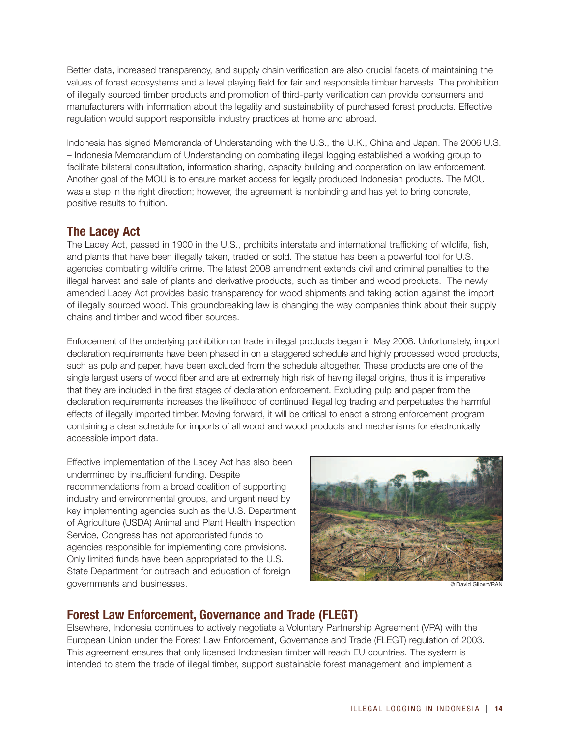Better data, increased transparency, and supply chain verification are also crucial facets of maintaining the values of forest ecosystems and a level playing field for fair and responsible timber harvests. The prohibition of illegally sourced timber products and promotion of third-party verification can provide consumers and manufacturers with information about the legality and sustainability of purchased forest products. Effective regulation would support responsible industry practices at home and abroad.

Indonesia has signed Memoranda of Understanding with the U.S., the U.K., China and Japan. The 2006 U.S. – Indonesia Memorandum of Understanding on combating illegal logging established a working group to facilitate bilateral consultation, information sharing, capacity building and cooperation on law enforcement. Another goal of the MOU is to ensure market access for legally produced Indonesian products. The MOU was a step in the right direction; however, the agreement is nonbinding and has yet to bring concrete, positive results to fruition.

## The Lacey Act

The Lacey Act, passed in 1900 in the U.S., prohibits interstate and international trafficking of wildlife, fish, and plants that have been illegally taken, traded or sold. The statue has been a powerful tool for U.S. agencies combating wildlife crime. The latest 2008 amendment extends civil and criminal penalties to the illegal harvest and sale of plants and derivative products, such as timber and wood products. The newly amended Lacey Act provides basic transparency for wood shipments and taking action against the import of illegally sourced wood. This groundbreaking law is changing the way companies think about their supply chains and timber and wood fiber sources.

Enforcement of the underlying prohibition on trade in illegal products began in May 2008. Unfortunately, import declaration requirements have been phased in on a staggered schedule and highly processed wood products, such as pulp and paper, have been excluded from the schedule altogether. These products are one of the single largest users of wood fiber and are at extremely high risk of having illegal origins, thus it is imperative that they are included in the first stages of declaration enforcement. Excluding pulp and paper from the declaration requirements increases the likelihood of continued illegal log trading and perpetuates the harmful effects of illegally imported timber. Moving forward, it will be critical to enact a strong enforcement program containing a clear schedule for imports of all wood and wood products and mechanisms for electronically accessible import data.

Effective implementation of the Lacey Act has also been undermined by insufficient funding. Despite recommendations from a broad coalition of supporting industry and environmental groups, and urgent need by key implementing agencies such as the U.S. Department of Agriculture (USDA) Animal and Plant Health Inspection Service, Congress has not appropriated funds to agencies responsible for implementing core provisions. Only limited funds have been appropriated to the U.S. State Department for outreach and education of foreign governments and businesses.

© David Gilbert/RAN

## Forest Law Enforcement, Governance and Trade (FLEGT)

Elsewhere, Indonesia continues to actively negotiate a Voluntary Partnership Agreement (VPA) with the European Union under the Forest Law Enforcement, Governance and Trade (FLEGT) regulation of 2003. This agreement ensures that only licensed Indonesian timber will reach EU countries. The system is intended to stem the trade of illegal timber, support sustainable forest management and implement a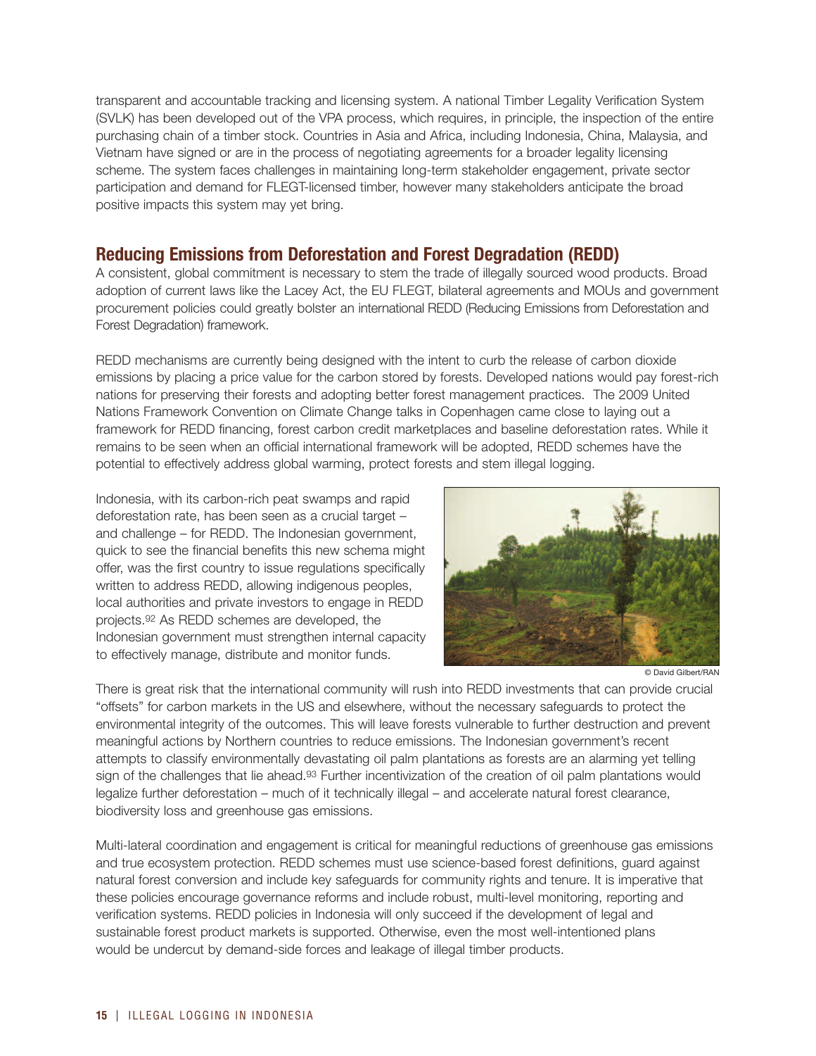transparent and accountable tracking and licensing system. A national Timber Legality Verification System (SVLK) has been developed out of the VPA process, which requires, in principle, the inspection of the entire purchasing chain of a timber stock. Countries in Asia and Africa, including Indonesia, China, Malaysia, and Vietnam have signed or are in the process of negotiating agreements for a broader legality licensing scheme. The system faces challenges in maintaining long-term stakeholder engagement, private sector participation and demand for FLEGT-licensed timber, however many stakeholders anticipate the broad positive impacts this system may yet bring.

## Reducing Emissions from Deforestation and Forest Degradation (REDD)

A consistent, global commitment is necessary to stem the trade of illegally sourced wood products. Broad adoption of current laws like the Lacey Act, the EU FLEGT, bilateral agreements and MOUs and government procurement policies could greatly bolster an international REDD (Reducing Emissions from Deforestation and Forest Degradation) framework.

REDD mechanisms are currently being designed with the intent to curb the release of carbon dioxide emissions by placing a price value for the carbon stored by forests. Developed nations would pay forest-rich nations for preserving their forests and adopting better forest management practices. The 2009 United Nations Framework Convention on Climate Change talks in Copenhagen came close to laying out a framework for REDD financing, forest carbon credit marketplaces and baseline deforestation rates. While it remains to be seen when an official international framework will be adopted, REDD schemes have the potential to effectively address global warming, protect forests and stem illegal logging.

Indonesia, with its carbon-rich peat swamps and rapid deforestation rate, has been seen as a crucial target – and challenge – for REDD. The Indonesian government, quick to see the financial benefits this new schema might offer, was the first country to issue regulations specifically written to address REDD, allowing indigenous peoples, local authorities and private investors to engage in REDD projects.[92] As REDD schemes are developed, the Indonesian government must strengthen internal capacity to effectively manage, distribute and monitor funds.

© David Gilbert/RAN

There is great risk that the international community will rush into REDD investments that can provide crucial "offsets" for carbon markets in the US and elsewhere, without the necessary safeguards to protect the environmental integrity of the outcomes. This will leave forests vulnerable to further destruction and prevent meaningful actions by Northern countries to reduce emissions. The Indonesian government's recent attempts to classify environmentally devastating oil palm plantations as forests are an alarming yet telling sign of the challenges that lie ahead.[93] Further incentivization of the creation of oil palm plantations would legalize further deforestation – much of it technically illegal – and accelerate natural forest clearance, biodiversity loss and greenhouse gas emissions.

Multi-lateral coordination and engagement is critical for meaningful reductions of greenhouse gas emissions and true ecosystem protection. REDD schemes must use science-based forest definitions, guard against natural forest conversion and include key safeguards for community rights and tenure. It is imperative that these policies encourage governance reforms and include robust, multi-level monitoring, reporting and verification systems. REDD policies in Indonesia will only succeed if the development of legal and sustainable forest product markets is supported. Otherwise, even the most well-intentioned plans would be undercut by demand-side forces and leakage of illegal timber products.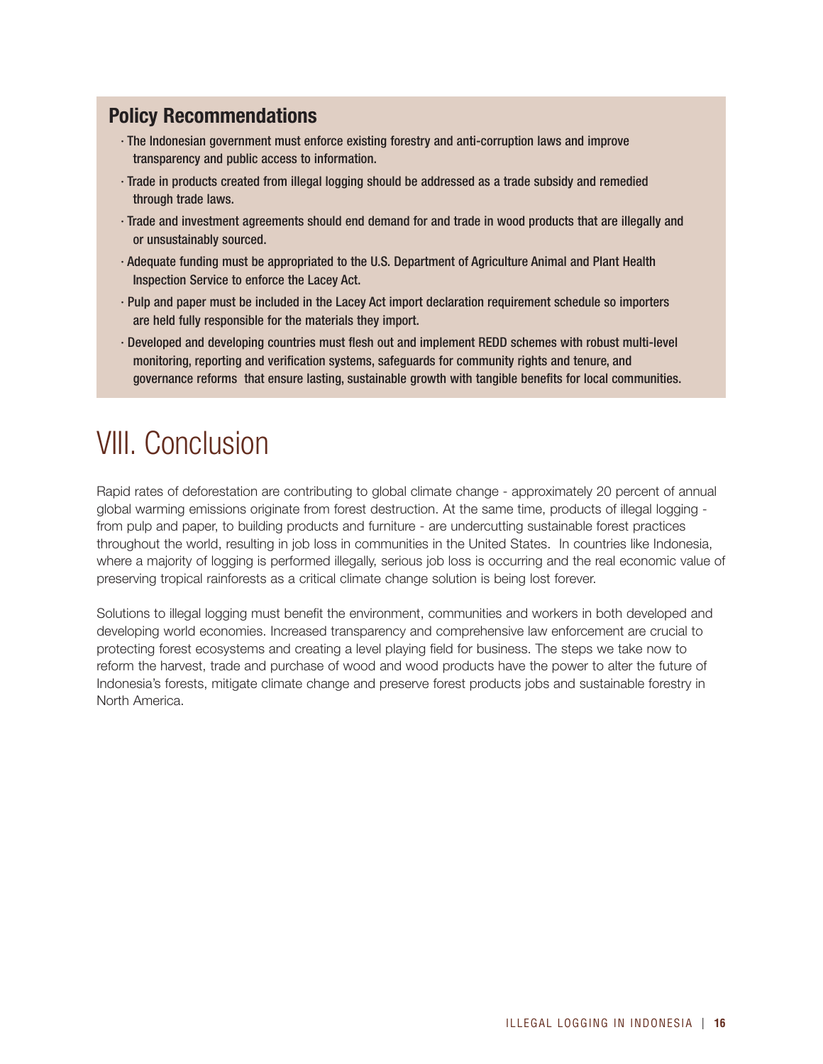## Policy Recommendations

- The Indonesian government must enforce existing forestry and anti-corruption laws and improve transparency and public access to information.
- Trade in products created from illegal logging should be addressed as a trade subsidy and remedied through trade laws.
- Trade and investment agreements should end demand for and trade in wood products that are illegally and or unsustainably sourced.
- Adequate funding must be appropriated to the U.S. Department of Agriculture Animal and Plant Health Inspection Service to enforce the Lacey Act.
- Pulp and paper must be included in the Lacey Act import declaration requirement schedule so importers are held fully responsible for the materials they import.
- Developed and developing countries must flesh out and implement REDD schemes with robust multi-level monitoring, reporting and verification systems, safeguards for community rights and tenure, and governance reforms that ensure lasting, sustainable growth with tangible benefits for local communities.

# VIII. Conclusion

Rapid rates of deforestation are contributing to global climate change - approximately 20 percent of annual global warming emissions originate from forest destruction. At the same time, products of illegal logging - from pulp and paper, to building products and furniture - are undercutting sustainable forest practices throughout the world, resulting in job loss in communities in the United States. In countries like Indonesia, where a majority of logging is performed illegally, serious job loss is occurring and the real economic value of preserving tropical rainforests as a critical climate change solution is being lost forever.

Solutions to illegal logging must benefit the environment, communities and workers in both developed and developing world economies. Increased transparency and comprehensive law enforcement are crucial to protecting forest ecosystems and creating a level playing field for business. The steps we take now to reform the harvest, trade and purchase of wood and wood products have the power to alter the future of Indonesia's forests, mitigate climate change and preserve forest products jobs and sustainable forestry in North America.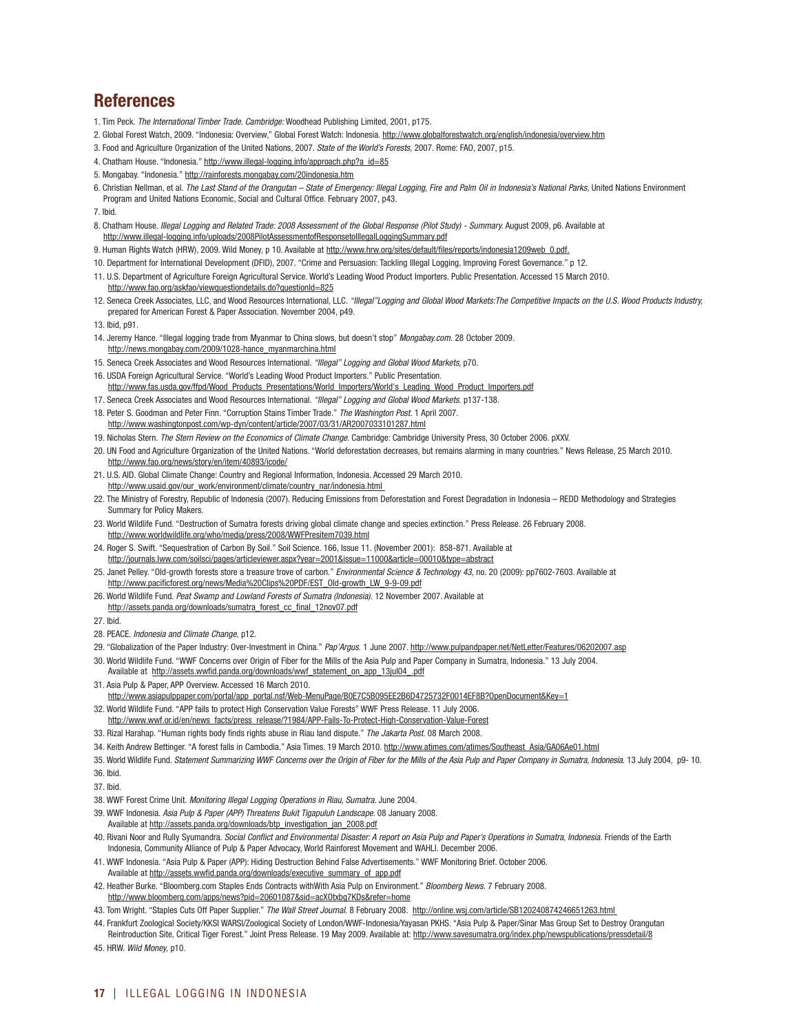## References

1. Tim Peck. *The International Timber Trade. Cambridge:* Woodhead Publishing Limited, 2001, p175.
2. Global Forest Watch, 2009. "Indonesia: Overview," Global Forest Watch: Indonesia. http://www.globalforestwatch.org/english/indonesia/overview.htm
3. Food and Agriculture Organization of the United Nations, 2007. *State of the World's Forests,* 2007. Rome: FAO, 2007, p15.
4. Chatham House. "Indonesia." http://www.illegal-logging.info/approach.php?a_id=85
5. Mongabay. "Indonesia." http://rainforests.mongabay.com/20indonesia.htm
6. Christian Nellman, et al. *The Last Stand of the Orangutan – State of Emergency: Illegal Logging, Fire and Palm Oil in Indonesia's National Parks,* United Nations Environment Program and United Nations Economic, Social and Cultural Office. February 2007, p43.
7. Ibid.
8. Chatham House. *Illegal Logging and Related Trade: 2008 Assessment of the Global Response (Pilot Study) - Summary.* August 2009, p6. Available at http://www.illegal-logging.info/uploads/2008PilotAssessmentofResponsetoIllegalLoggingSummary.pdf
9. Human Rights Watch (HRW), 2009. Wild Money, p 10. Available at http://www.hrw.org/sites/default/files/reports/indonesia1209web_0.pdf.
10. Department for International Development (DFID), 2007. "Crime and Persuasion: Tackling Illegal Logging, Improving Forest Governance." p 12.
11. U.S. Department of Agriculture Foreign Agricultural Service. World's Leading Wood Product Importers. Public Presentation. Accessed 15 March 2010. http://www.fao.org/askfao/viewquestiondetails.do?questionId=825
12. Seneca Creek Associates, LLC, and Wood Resources International, LLC. *"Illegal"Logging and Global Wood Markets:The Competitive Impacts on the U.S. Wood Products Industry,* prepared for American Forest & Paper Association. November 2004, p49.
13. Ibid, p91.
14. Jeremy Hance. "Illegal logging trade from Myanmar to China slows, but doesn't stop" *Mongabay.com.* 28 October 2009. http://news.mongabay.com/2009/1028-hance_myanmarchina.html
15. Seneca Creek Associates and Wood Resources International. *"Illegal" Logging and Global Wood Markets,* p70.
16. USDA Foreign Agricultural Service. "World's Leading Wood Product Importers." Public Presentation. http://www.fas.usda.gov/ffpd/Wood_Products_Presentations/World_Importers/World's_Leading_Wood_Product_Importers.pdf
17. Seneca Creek Associates and Wood Resources International. *"Illegal" Logging and Global Wood Markets.* p137-138.
18. Peter S. Goodman and Peter Finn. "Corruption Stains Timber Trade." *The Washington Post.* 1 April 2007. http://www.washingtonpost.com/wp-dyn/content/article/2007/03/31/AR2007033101287.html
19. Nicholas Stern. *The Stern Review on the Economics of Climate Change.* Cambridge: Cambridge University Press, 30 October 2006. pXXV.
20. UN Food and Agriculture Organization of the United Nations. "World deforestation decreases, but remains alarming in many countries." News Release, 25 March 2010. http://www.fao.org/news/story/en/item/40893/icode/
21. U.S. AID. Global Climate Change: Country and Regional Information, Indonesia. Accessed 29 March 2010. http://www.usaid.gov/our_work/environment/climate/country_nar/indonesia.html
22. The Ministry of Forestry, Republic of Indonesia (2007). Reducing Emissions from Deforestation and Forest Degradation in Indonesia – REDD Methodology and Strategies Summary for Policy Makers.
23. World Wildlife Fund. "Destruction of Sumatra forests driving global climate change and species extinction." Press Release. 26 February 2008. http://www.worldwildlife.org/who/media/press/2008/WWFPresitem7039.html
24. Roger S. Swift. "Sequestration of Carbon By Soil." Soil Science. 166, Issue 11. (November 2001): 858-871. Available at http://journals.lww.com/soilsci/pages/articleviewer.aspx?year=2001&issue=11000&article=00010&type=abstract
25. Janet Pelley. "Old-growth forests store a treasure trove of carbon." *Environmental Science & Technology 43,* no. 20 (2009): pp7602-7603. Available at http://www.pacificforest.org/news/Media%20Clips%20PDF/EST_Old-growth_LW_9-9-09.pdf
26. World Wildlife Fund. *Peat Swamp and Lowland Forests of Sumatra (Indonesia).* 12 November 2007. Available at http://assets.panda.org/downloads/sumatra_forest_cc_final_12nov07.pdf
27. Ibid.
28. PEACE. *Indonesia and Climate Change,* p12.
29. "Globalization of the Paper Industry: Over-Investment in China." *Pap'Argus.* 1 June 2007. http://www.pulpandpaper.net/NetLetter/Features/06202007.asp
30. World Wildlife Fund. "WWF Concerns over Origin of Fiber for the Mills of the Asia Pulp and Paper Company in Sumatra, Indonesia." 13 July 2004. Available at http://assets.wwfid.panda.org/downloads/wwf_statement_on_app_13jul04_.pdf
31. Asia Pulp & Paper, APP Overview. Accessed 16 March 2010. http://www.asiapulppaper.com/portal/app_portal.nsf/Web-MenuPage/B0E7C5B095EE2B6D4725732F0014EF8B?OpenDocument&Key=1
32. World Wildlife Fund. "APP fails to protect High Conservation Value Forests" WWF Press Release. 11 July 2006. http://www.wwf.or.id/en/news_facts/press_release/?1984/APP-Fails-To-Protect-High-Conservation-Value-Forest
33. Rizal Harahap. "Human rights body finds rights abuse in Riau land dispute." *The Jakarta Post.* 08 March 2008.
34. Keith Andrew Bettinger. "A forest falls in Cambodia." Asia Times. 19 March 2010. http://www.atimes.com/atimes/Southeast_Asia/GA06Ae01.html
35. World Wildlife Fund. *Statement Summarizing WWF Concerns over the Origin of Fiber for the Mills of the Asia Pulp and Paper Company in Sumatra, Indonesia.* 13 July 2004, p9- 10.
36. Ibid.
37. Ibid.
38. WWF Forest Crime Unit. *Monitoring Illegal Logging Operations in Riau, Sumatra.* June 2004.
39. WWF Indonesia. *Asia Pulp & Paper (APP) Threatens Bukit Tigapuluh Landscape.* 08 January 2008. Available at http://assets.panda.org/downloads/btp_investigation_jan_2008.pdf
40. Rivani Noor and Rully Syumandra. *Social Conflict and Environmental Disaster: A report on Asia Pulp and Paper's Operations in Sumatra, Indonesia.* Friends of the Earth Indonesia, Community Alliance of Pulp & Paper Advocacy, World Rainforest Movement and WAHLI. December 2006.
41. WWF Indonesia. "Asia Pulp & Paper (APP): Hiding Destruction Behind False Advertisements." WWF Monitoring Brief. October 2006. Available at http://assets.wwfid.panda.org/downloads/executive_summary_of_app.pdf
42. Heather Burke. "Bloomberg.com Staples Ends Contracts withWith Asia Pulp on Environment." *Bloomberg News.* 7 February 2008. http://www.bloomberg.com/apps/news?pid=20601087&sid=acXOtxbg7KDs&refer=home
43. Tom Wright. "Staples Cuts Off Paper Supplier." *The Wall Street Journal.* 8 February 2008. http://online.wsj.com/article/SB120240874246651263.html
44. Frankfurt Zoological Society/KKSI WARSI/Zoological Society of London/WWF-Indonesia/Yayasan PKHS. "Asia Pulp & Paper/Sinar Mas Group Set to Destroy Orangutan Reintroduction Site, Critical Tiger Forest." Joint Press Release. 19 May 2009. Available at: http://www.savesumatra.org/index.php/newspublications/pressdetail/8
45. HRW. *Wild Money,* p10.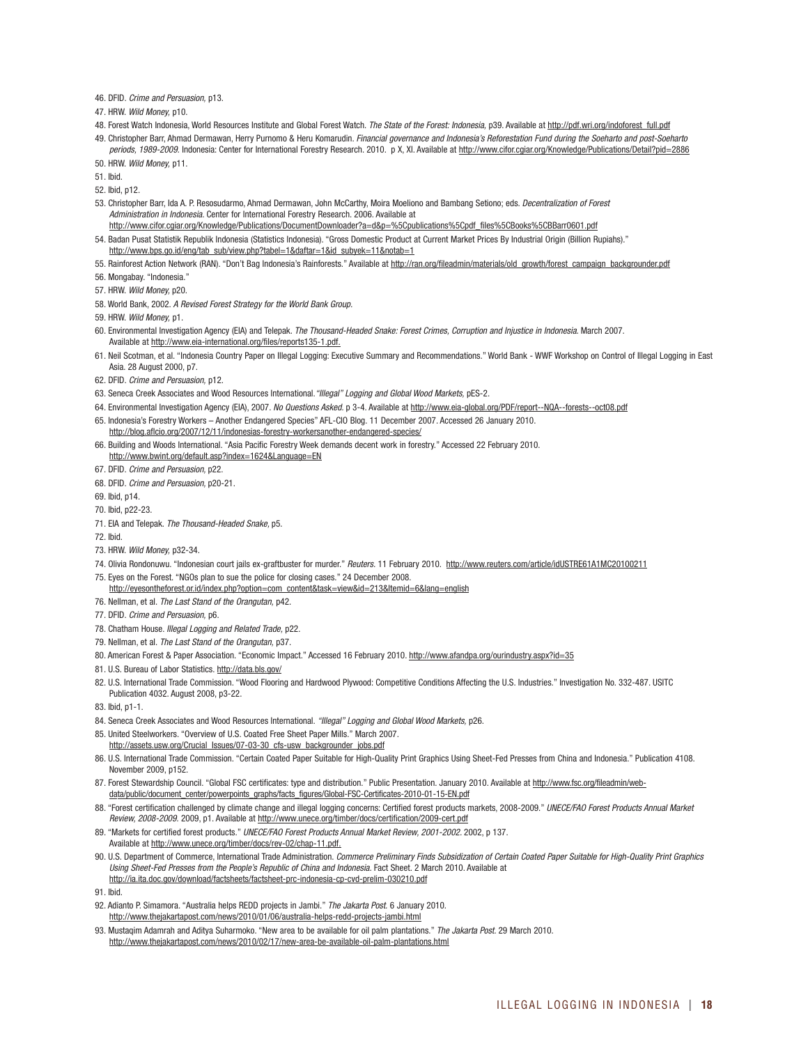46. DFID. *Crime and Persuasion,* p13.
47. HRW. *Wild Money,* p10.
48. Forest Watch Indonesia, World Resources Institute and Global Forest Watch. *The State of the Forest: Indonesia,* p39. Available at http://pdf.wri.org/indoforest_full.pdf
49. Christopher Barr, Ahmad Dermawan, Herry Purnomo & Heru Komarudin. *Financial governance and Indonesia's Reforestation Fund during the Soeharto and post-Soeharto periods, 1989-2009.* Indonesia: Center for International Forestry Research. 2010. p X, XI. Available at http://www.cifor.cgiar.org/Knowledge/Publications/Detail?pid=2886
50. HRW. *Wild Money,* p11.
51. Ibid.
52. Ibid, p12.
53. Christopher Barr, Ida A. P. Resosudarmo, Ahmad Dermawan, John McCarthy, Moira Moeliono and Bambang Setiono; eds. *Decentralization of Forest Administration in Indonesia.* Center for International Forestry Research. 2006. Available at http://www.cifor.cgiar.org/Knowledge/Publications/DocumentDownloader?a=d&p=%5Cpublications%5Cpdf_files%5CBooks%5CBBarr0601.pdf
54. Badan Pusat Statistik Republik Indonesia (Statistics Indonesia). "Gross Domestic Product at Current Market Prices By Industrial Origin (Billion Rupiahs)." http://www.bps.go.id/eng/tab_sub/view.php?tabel=1&daftar=1&id_subyek=11&notab=1
55. Rainforest Action Network (RAN). "Don't Bag Indonesia's Rainforests." Available at http://ran.org/fileadmin/materials/old_growth/forest_campaign_backgrounder.pdf
56. Mongabay. "Indonesia."
57. HRW. *Wild Money,* p20.
58. World Bank, 2002. *A Revised Forest Strategy for the World Bank Group.*
59. HRW. *Wild Money,* p1.
60. Environmental Investigation Agency (EIA) and Telepak. *The Thousand-Headed Snake: Forest Crimes, Corruption and Injustice in Indonesia.* March 2007. Available at http://www.eia-international.org/files/reports135-1.pdf.
61. Neil Scotman, et al. "Indonesia Country Paper on Illegal Logging: Executive Summary and Recommendations." World Bank - WWF Workshop on Control of Illegal Logging in East Asia. 28 August 2000, p7.
62. DFID. *Crime and Persuasion,* p12.
63. Seneca Creek Associates and Wood Resources International. *"Illegal" Logging and Global Wood Markets,* pES-2.
64. Environmental Investigation Agency (EIA), 2007. *No Questions Asked.* p 3-4. Available at http://www.eia-global.org/PDF/report--NQA--forests--oct08.pdf
65. Indonesia's Forestry Workers – Another Endangered Species" AFL-CIO Blog. 11 December 2007. Accessed 26 January 2010. http://blog.aflcio.org/2007/12/11/indonesias-forestry-workersanother-endangered-species/
66. Building and Woods International. "Asia Pacific Forestry Week demands decent work in forestry." Accessed 22 February 2010. http://www.bwint.org/default.asp?index=1624&Language=EN
67. DFID. *Crime and Persuasion,* p22.
68. DFID. *Crime and Persuasion,* p20-21.
69. Ibid, p14.
70. Ibid, p22-23.
71. EIA and Telepak. *The Thousand-Headed Snake,* p5.
72. Ibid.
73. HRW. *Wild Money,* p32-34.
74. Olivia Rondonuwu. "Indonesian court jails ex-graftbuster for murder." *Reuters.* 11 February 2010. http://www.reuters.com/article/idUSTRE61A1MC20100211
75. Eyes on the Forest. "NGOs plan to sue the police for closing cases." 24 December 2008. http://eyesontheforest.or.id/index.php?option=com_content&task=view&id=213&Itemid=6&lang=english
76. Nellman, et al. *The Last Stand of the Orangutan,* p42.
77. DFID. *Crime and Persuasion,* p6.
78. Chatham House. *Illegal Logging and Related Trade,* p22.
79. Nellman, et al. *The Last Stand of the Orangutan,* p37.
80. American Forest & Paper Association. "Economic Impact." Accessed 16 February 2010. http://www.afandpa.org/ourindustry.aspx?id=35
81. U.S. Bureau of Labor Statistics. http://data.bls.gov/
82. U.S. International Trade Commission. "Wood Flooring and Hardwood Plywood: Competitive Conditions Affecting the U.S. Industries." Investigation No. 332-487. USITC Publication 4032. August 2008, p3-22.
83. Ibid, p1-1.
84. Seneca Creek Associates and Wood Resources International. *"Illegal" Logging and Global Wood Markets,* p26.
85. United Steelworkers. "Overview of U.S. Coated Free Sheet Paper Mills." March 2007. http://assets.usw.org/Crucial_Issues/07-03-30_cfs-usw_backgrounder_jobs.pdf
86. U.S. International Trade Commission. "Certain Coated Paper Suitable for High-Quality Print Graphics Using Sheet-Fed Presses from China and Indonesia." Publication 4108. November 2009, p152.
87. Forest Stewardship Council. "Global FSC certificates: type and distribution." Public Presentation. January 2010. Available at http://www.fsc.org/fileadmin/web-data/public/document_center/powerpoints_graphs/facts_figures/Global-FSC-Certificates-2010-01-15-EN.pdf
88. "Forest certification challenged by climate change and illegal logging concerns: Certified forest products markets, 2008-2009." *UNECE/FAO Forest Products Annual Market Review, 2008-2009.* 2009, p1. Available at http://www.unece.org/timber/docs/certification/2009-cert.pdf
89. "Markets for certified forest products." *UNECE/FAO Forest Products Annual Market Review, 2001-2002.* 2002, p 137. Available at http://www.unece.org/timber/docs/rev-02/chap-11.pdf.
90. U.S. Department of Commerce, International Trade Administration. *Commerce Preliminary Finds Subsidization of Certain Coated Paper Suitable for High-Quality Print Graphics Using Sheet-Fed Presses from the People's Republic of China and Indonesia.* Fact Sheet. 2 March 2010. Available at http://ia.ita.doc.gov/download/factsheets/factsheet-prc-indonesia-cp-cvd-prelim-030210.pdf
91. Ibid.
92. Adianto P. Simamora. "Australia helps REDD projects in Jambi." *The Jakarta Post.* 6 January 2010. http://www.thejakartapost.com/news/2010/01/06/australia-helps-redd-projects-jambi.html
93. Mustaqim Adamrah and Aditya Suharmoko. "New area to be available for oil palm plantations." *The Jakarta Post.* 29 March 2010. http://www.thejakartapost.com/news/2010/02/17/new-area-be-available-oil-palm-plantations.html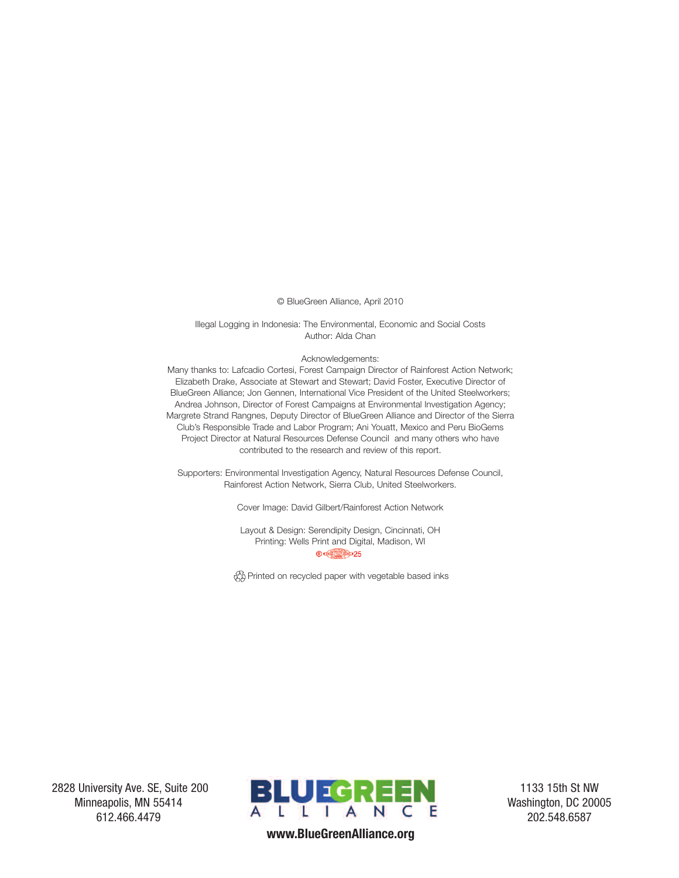© BlueGreen Alliance, April 2010

Illegal Logging in Indonesia: The Environmental, Economic and Social Costs
Author: Alda Chan

Acknowledgements:
Many thanks to: Lafcadio Cortesi, Forest Campaign Director of Rainforest Action Network; Elizabeth Drake, Associate at Stewart and Stewart; David Foster, Executive Director of BlueGreen Alliance; Jon Gennen, International Vice President of the United Steelworkers; Andrea Johnson, Director of Forest Campaigns at Environmental Investigation Agency; Margrete Strand Rangnes, Deputy Director of BlueGreen Alliance and Director of the Sierra Club's Responsible Trade and Labor Program; Ani Youatt, Mexico and Peru BioGems Project Director at Natural Resources Defense Council and many others who have contributed to the research and review of this report.

Supporters: Environmental Investigation Agency, Natural Resources Defense Council, Rainforest Action Network, Sierra Club, United Steelworkers.

Cover Image: David Gilbert/Rainforest Action Network

Layout & Design: Serendipity Design, Cincinnati, OH
Printing: Wells Print and Digital, Madison, WI

Printed on recycled paper with vegetable based inks

2828 University Ave. SE, Suite 200
Minneapolis, MN 55414
612.466.4479

BLUEGREEN ALLIANCE
www.BlueGreenAlliance.org

1133 15th St NW
Washington, DC 20005
202.548.6587